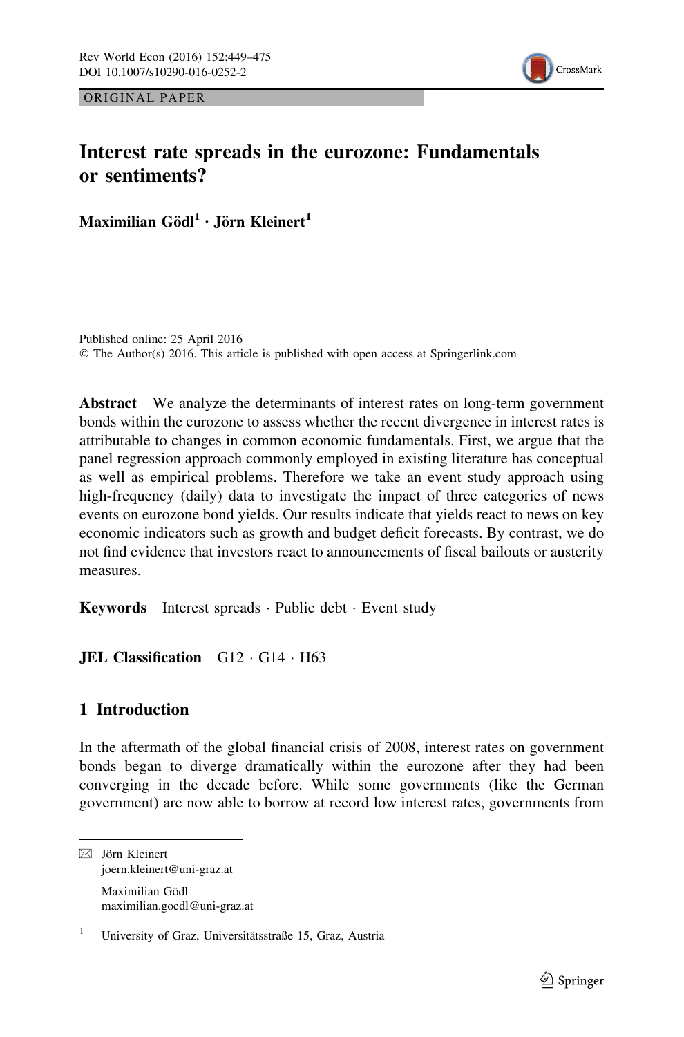ORIGINAL PAPER

# Interest rate spreads in the eurozone: Fundamentals or sentiments?

**Maximilian Gödl[1] · Jörn Kleinert[1]**

Published online: 25 April 2016
© The Author(s) 2016. This article is published with open access at Springerlink.com

**Abstract** We analyze the determinants of interest rates on long-term government bonds within the eurozone to assess whether the recent divergence in interest rates is attributable to changes in common economic fundamentals. First, we argue that the panel regression approach commonly employed in existing literature has conceptual as well as empirical problems. Therefore we take an event study approach using high-frequency (daily) data to investigate the impact of three categories of news events on eurozone bond yields. Our results indicate that yields react to news on key economic indicators such as growth and budget deficit forecasts. By contrast, we do not find evidence that investors react to announcements of fiscal bailouts or austerity measures.

**Keywords** Interest spreads · Public debt · Event study

**JEL Classification** G12 · G14 · H63

## 1 Introduction

In the aftermath of the global financial crisis of 2008, interest rates on government bonds began to diverge dramatically within the eurozone after they had been converging in the decade before. While some governments (like the German government) are now able to borrow at record low interest rates, governments from

---

✉ Jörn Kleinert
joern.kleinert@uni-graz.at

Maximilian Gödl
maximilian.goedl@uni-graz.at

[1] University of Graz, Universitätsstraße 15, Graz, Austria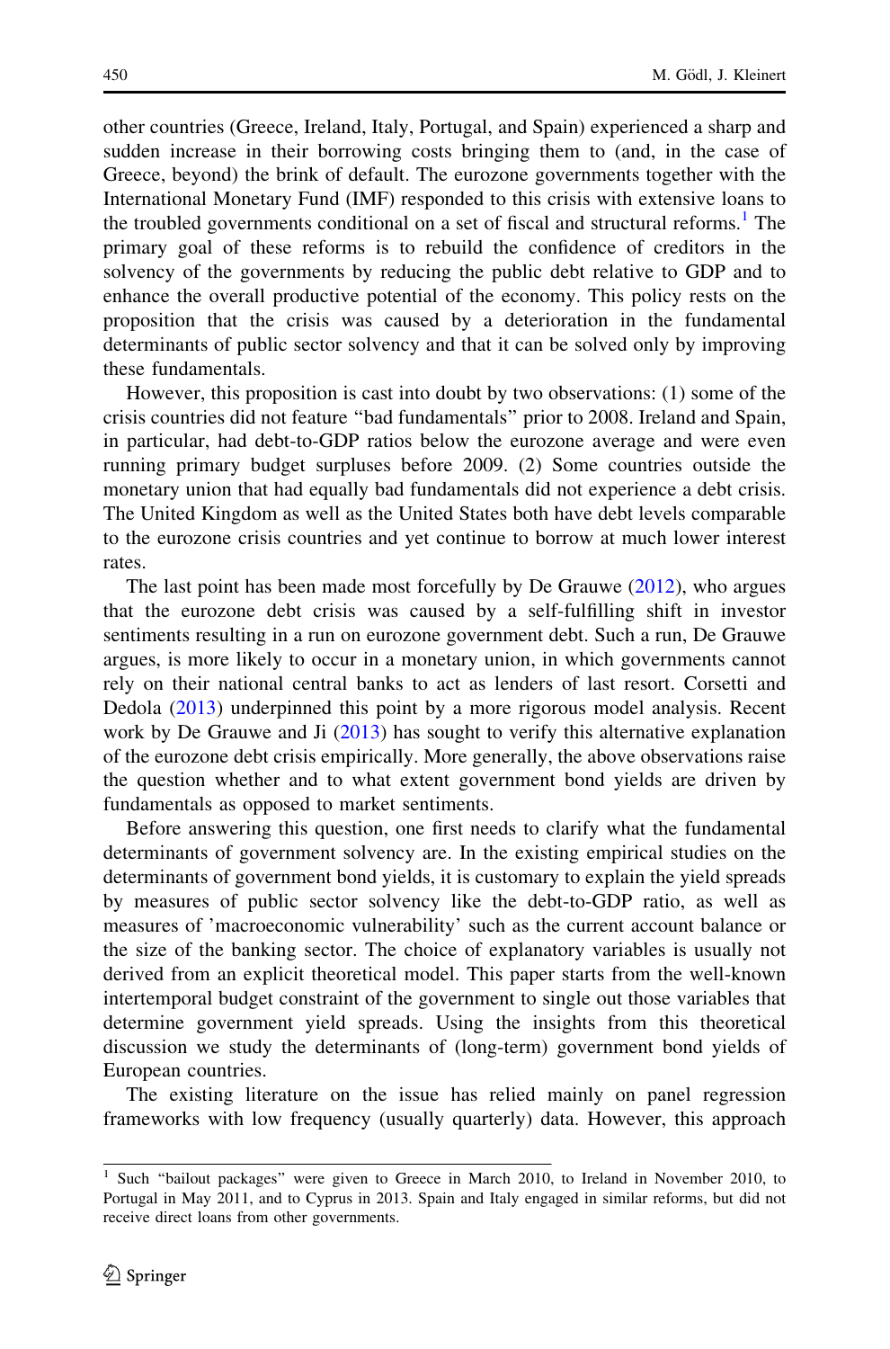other countries (Greece, Ireland, Italy, Portugal, and Spain) experienced a sharp and sudden increase in their borrowing costs bringing them to (and, in the case of Greece, beyond) the brink of default. The eurozone governments together with the International Monetary Fund (IMF) responded to this crisis with extensive loans to the troubled governments conditional on a set of fiscal and structural reforms.[1] The primary goal of these reforms is to rebuild the confidence of creditors in the solvency of the governments by reducing the public debt relative to GDP and to enhance the overall productive potential of the economy. This policy rests on the proposition that the crisis was caused by a deterioration in the fundamental determinants of public sector solvency and that it can be solved only by improving these fundamentals.

However, this proposition is cast into doubt by two observations: (1) some of the crisis countries did not feature "bad fundamentals" prior to 2008. Ireland and Spain, in particular, had debt-to-GDP ratios below the eurozone average and were even running primary budget surpluses before 2009. (2) Some countries outside the monetary union that had equally bad fundamentals did not experience a debt crisis. The United Kingdom as well as the United States both have debt levels comparable to the eurozone crisis countries and yet continue to borrow at much lower interest rates.

The last point has been made most forcefully by De Grauwe (2012), who argues that the eurozone debt crisis was caused by a self-fulfilling shift in investor sentiments resulting in a run on eurozone government debt. Such a run, De Grauwe argues, is more likely to occur in a monetary union, in which governments cannot rely on their national central banks to act as lenders of last resort. Corsetti and Dedola (2013) underpinned this point by a more rigorous model analysis. Recent work by De Grauwe and Ji (2013) has sought to verify this alternative explanation of the eurozone debt crisis empirically. More generally, the above observations raise the question whether and to what extent government bond yields are driven by fundamentals as opposed to market sentiments.

Before answering this question, one first needs to clarify what the fundamental determinants of government solvency are. In the existing empirical studies on the determinants of government bond yields, it is customary to explain the yield spreads by measures of public sector solvency like the debt-to-GDP ratio, as well as measures of 'macroeconomic vulnerability' such as the current account balance or the size of the banking sector. The choice of explanatory variables is usually not derived from an explicit theoretical model. This paper starts from the well-known intertemporal budget constraint of the government to single out those variables that determine government yield spreads. Using the insights from this theoretical discussion we study the determinants of (long-term) government bond yields of European countries.

The existing literature on the issue has relied mainly on panel regression frameworks with low frequency (usually quarterly) data. However, this approach

[1] Such "bailout packages" were given to Greece in March 2010, to Ireland in November 2010, to Portugal in May 2011, and to Cyprus in 2013. Spain and Italy engaged in similar reforms, but did not receive direct loans from other governments.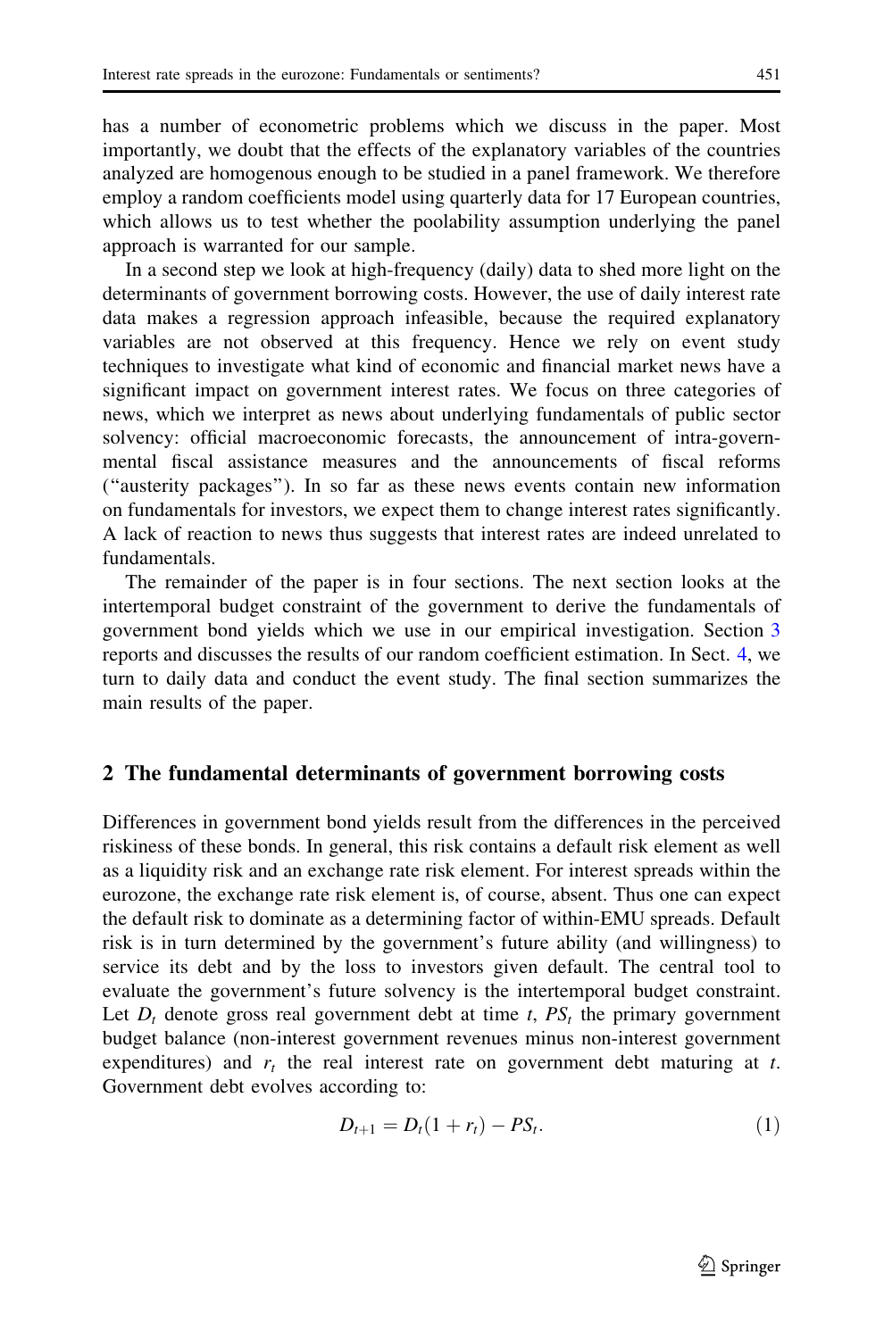has a number of econometric problems which we discuss in the paper. Most importantly, we doubt that the effects of the explanatory variables of the countries analyzed are homogenous enough to be studied in a panel framework. We therefore employ a random coefficients model using quarterly data for 17 European countries, which allows us to test whether the poolability assumption underlying the panel approach is warranted for our sample.

In a second step we look at high-frequency (daily) data to shed more light on the determinants of government borrowing costs. However, the use of daily interest rate data makes a regression approach infeasible, because the required explanatory variables are not observed at this frequency. Hence we rely on event study techniques to investigate what kind of economic and financial market news have a significant impact on government interest rates. We focus on three categories of news, which we interpret as news about underlying fundamentals of public sector solvency: official macroeconomic forecasts, the announcement of intra-governmental fiscal assistance measures and the announcements of fiscal reforms ("austerity packages"). In so far as these news events contain new information on fundamentals for investors, we expect them to change interest rates significantly. A lack of reaction to news thus suggests that interest rates are indeed unrelated to fundamentals.

The remainder of the paper is in four sections. The next section looks at the intertemporal budget constraint of the government to derive the fundamentals of government bond yields which we use in our empirical investigation. Section 3 reports and discusses the results of our random coefficient estimation. In Sect. 4, we turn to daily data and conduct the event study. The final section summarizes the main results of the paper.

## 2 The fundamental determinants of government borrowing costs

Differences in government bond yields result from the differences in the perceived riskiness of these bonds. In general, this risk contains a default risk element as well as a liquidity risk and an exchange rate risk element. For interest spreads within the eurozone, the exchange rate risk element is, of course, absent. Thus one can expect the default risk to dominate as a determining factor of within-EMU spreads. Default risk is in turn determined by the government's future ability (and willingness) to service its debt and by the loss to investors given default. The central tool to evaluate the government's future solvency is the intertemporal budget constraint. Let $D_t$ denote gross real government debt at time $t$, $PS_t$ the primary government budget balance (non-interest government revenues minus non-interest government expenditures) and $r_t$ the real interest rate on government debt maturing at $t$. Government debt evolves according to:

$$D_{t+1} = D_t(1 + r_t) - PS_t. \tag{1}$$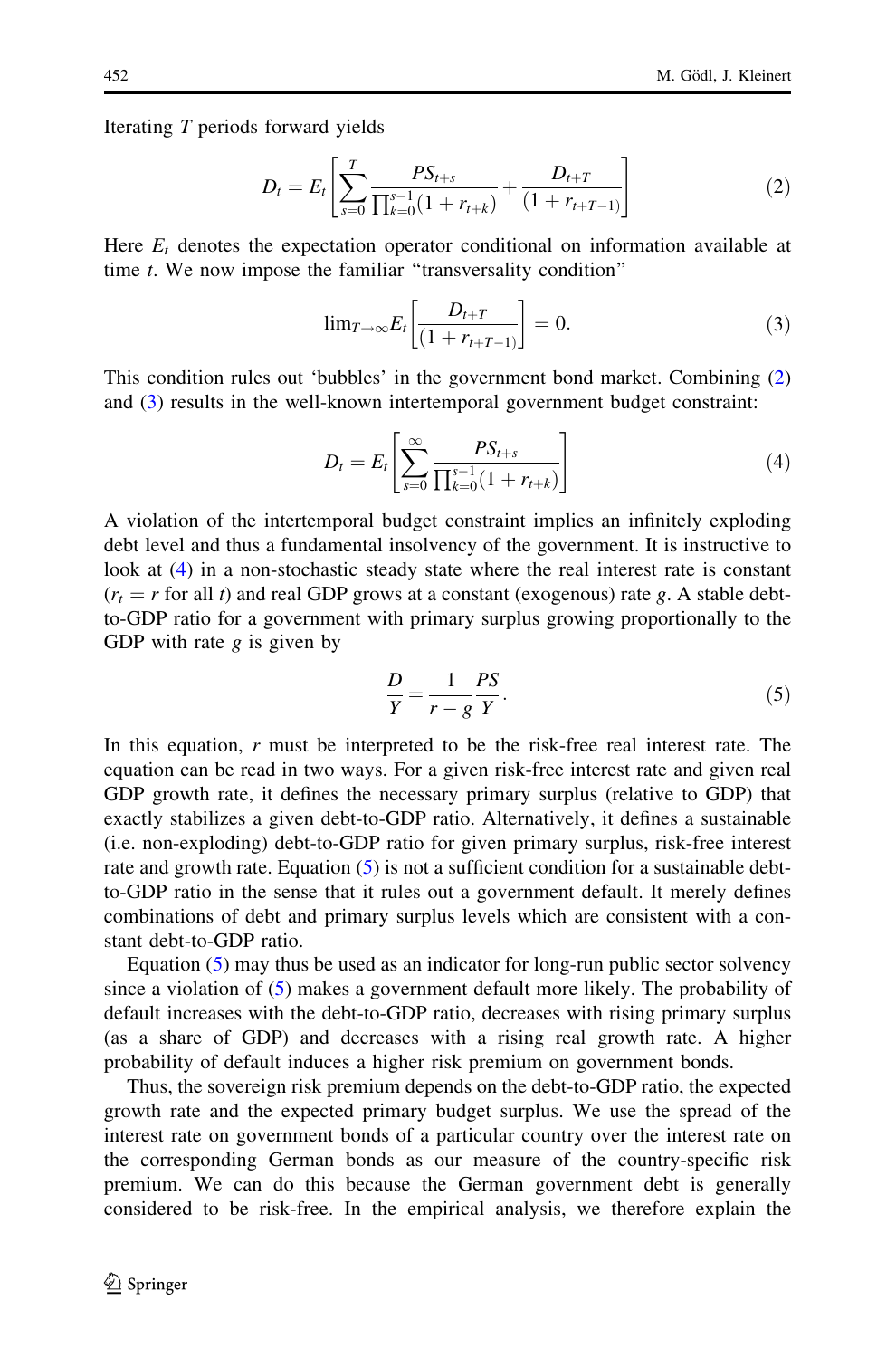Iterating $T$ periods forward yields

$$D_t = E_t\left[\sum_{s=0}^{T} \frac{PS_{t+s}}{\prod_{k=0}^{s-1}(1+r_{t+k})} + \frac{D_{t+T}}{(1+r_{t+T-1})}\right] \tag{2}$$

Here $E_t$ denotes the expectation operator conditional on information available at time $t$. We now impose the familiar "transversality condition"

$$\lim_{T\to\infty} E_t\left[\frac{D_{t+T}}{(1+r_{t+T-1})}\right] = 0. \tag{3}$$

This condition rules out 'bubbles' in the government bond market. Combining (2) and (3) results in the well-known intertemporal government budget constraint:

$$D_t = E_t\left[\sum_{s=0}^{\infty} \frac{PS_{t+s}}{\prod_{k=0}^{s-1}(1+r_{t+k})}\right] \tag{4}$$

A violation of the intertemporal budget constraint implies an infinitely exploding debt level and thus a fundamental insolvency of the government. It is instructive to look at (4) in a non-stochastic steady state where the real interest rate is constant ($r_t = r$ for all $t$) and real GDP grows at a constant (exogenous) rate $g$. A stable debt-to-GDP ratio for a government with primary surplus growing proportionally to the GDP with rate $g$ is given by

$$\frac{D}{Y} = \frac{1}{r-g}\frac{PS}{Y}. \tag{5}$$

In this equation, $r$ must be interpreted to be the risk-free real interest rate. The equation can be read in two ways. For a given risk-free interest rate and given real GDP growth rate, it defines the necessary primary surplus (relative to GDP) that exactly stabilizes a given debt-to-GDP ratio. Alternatively, it defines a sustainable (i.e. non-exploding) debt-to-GDP ratio for given primary surplus, risk-free interest rate and growth rate. Equation (5) is not a sufficient condition for a sustainable debt-to-GDP ratio in the sense that it rules out a government default. It merely defines combinations of debt and primary surplus levels which are consistent with a constant debt-to-GDP ratio.

Equation (5) may thus be used as an indicator for long-run public sector solvency since a violation of (5) makes a government default more likely. The probability of default increases with the debt-to-GDP ratio, decreases with rising primary surplus (as a share of GDP) and decreases with a rising real growth rate. A higher probability of default induces a higher risk premium on government bonds.

Thus, the sovereign risk premium depends on the debt-to-GDP ratio, the expected growth rate and the expected primary budget surplus. We use the spread of the interest rate on government bonds of a particular country over the interest rate on the corresponding German bonds as our measure of the country-specific risk premium. We can do this because the German government debt is generally considered to be risk-free. In the empirical analysis, we therefore explain the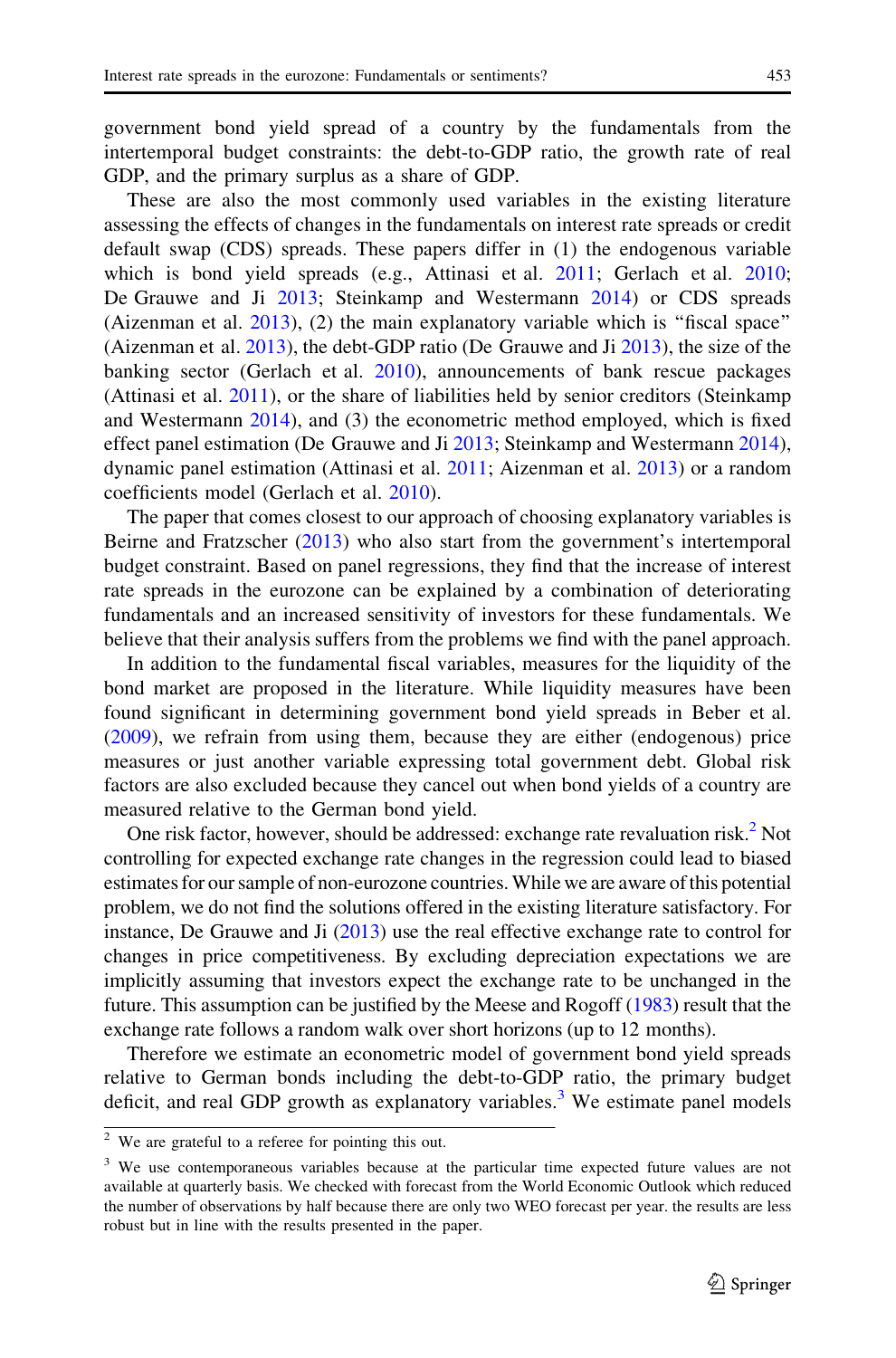government bond yield spread of a country by the fundamentals from the intertemporal budget constraints: the debt-to-GDP ratio, the growth rate of real GDP, and the primary surplus as a share of GDP.

These are also the most commonly used variables in the existing literature assessing the effects of changes in the fundamentals on interest rate spreads or credit default swap (CDS) spreads. These papers differ in (1) the endogenous variable which is bond yield spreads (e.g., Attinasi et al. 2011; Gerlach et al. 2010; De Grauwe and Ji 2013; Steinkamp and Westermann 2014) or CDS spreads (Aizenman et al. 2013), (2) the main explanatory variable which is "fiscal space" (Aizenman et al. 2013), the debt-GDP ratio (De Grauwe and Ji 2013), the size of the banking sector (Gerlach et al. 2010), announcements of bank rescue packages (Attinasi et al. 2011), or the share of liabilities held by senior creditors (Steinkamp and Westermann 2014), and (3) the econometric method employed, which is fixed effect panel estimation (De Grauwe and Ji 2013; Steinkamp and Westermann 2014), dynamic panel estimation (Attinasi et al. 2011; Aizenman et al. 2013) or a random coefficients model (Gerlach et al. 2010).

The paper that comes closest to our approach of choosing explanatory variables is Beirne and Fratzscher (2013) who also start from the government's intertemporal budget constraint. Based on panel regressions, they find that the increase of interest rate spreads in the eurozone can be explained by a combination of deteriorating fundamentals and an increased sensitivity of investors for these fundamentals. We believe that their analysis suffers from the problems we find with the panel approach.

In addition to the fundamental fiscal variables, measures for the liquidity of the bond market are proposed in the literature. While liquidity measures have been found significant in determining government bond yield spreads in Beber et al. (2009), we refrain from using them, because they are either (endogenous) price measures or just another variable expressing total government debt. Global risk factors are also excluded because they cancel out when bond yields of a country are measured relative to the German bond yield.

One risk factor, however, should be addressed: exchange rate revaluation risk.[2] Not controlling for expected exchange rate changes in the regression could lead to biased estimates for our sample of non-eurozone countries. While we are aware of this potential problem, we do not find the solutions offered in the existing literature satisfactory. For instance, De Grauwe and Ji (2013) use the real effective exchange rate to control for changes in price competitiveness. By excluding depreciation expectations we are implicitly assuming that investors expect the exchange rate to be unchanged in the future. This assumption can be justified by the Meese and Rogoff (1983) result that the exchange rate follows a random walk over short horizons (up to 12 months).

Therefore we estimate an econometric model of government bond yield spreads relative to German bonds including the debt-to-GDP ratio, the primary budget deficit, and real GDP growth as explanatory variables.[3] We estimate panel models

---

[2] We are grateful to a referee for pointing this out.

[3] We use contemporaneous variables because at the particular time expected future values are not available at quarterly basis. We checked with forecast from the World Economic Outlook which reduced the number of observations by half because there are only two WEO forecast per year. the results are less robust but in line with the results presented in the paper.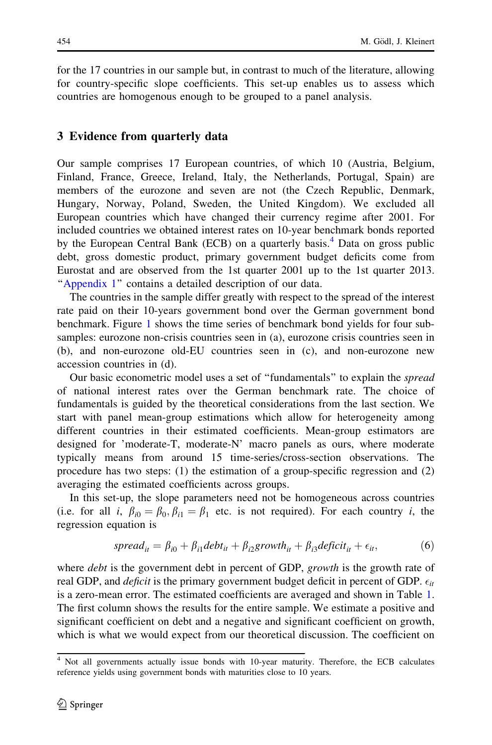for the 17 countries in our sample but, in contrast to much of the literature, allowing for country-specific slope coefficients. This set-up enables us to assess which countries are homogenous enough to be grouped to a panel analysis.

## 3 Evidence from quarterly data

Our sample comprises 17 European countries, of which 10 (Austria, Belgium, Finland, France, Greece, Ireland, Italy, the Netherlands, Portugal, Spain) are members of the eurozone and seven are not (the Czech Republic, Denmark, Hungary, Norway, Poland, Sweden, the United Kingdom). We excluded all European countries which have changed their currency regime after 2001. For included countries we obtained interest rates on 10-year benchmark bonds reported by the European Central Bank (ECB) on a quarterly basis.[4] Data on gross public debt, gross domestic product, primary government budget deficits come from Eurostat and are observed from the 1st quarter 2001 up to the 1st quarter 2013. "Appendix 1" contains a detailed description of our data.

The countries in the sample differ greatly with respect to the spread of the interest rate paid on their 10-years government bond over the German government bond benchmark. Figure 1 shows the time series of benchmark bond yields for four sub-samples: eurozone non-crisis countries seen in (a), eurozone crisis countries seen in (b), and non-eurozone old-EU countries seen in (c), and non-eurozone new accession countries in (d).

Our basic econometric model uses a set of "fundamentals" to explain the *spread* of national interest rates over the German benchmark rate. The choice of fundamentals is guided by the theoretical considerations from the last section. We start with panel mean-group estimations which allow for heterogeneity among different countries in their estimated coefficients. Mean-group estimators are designed for 'moderate-T, moderate-N' macro panels as ours, where moderate typically means from around 15 time-series/cross-section observations. The procedure has two steps: (1) the estimation of a group-specific regression and (2) averaging the estimated coefficients across groups.

In this set-up, the slope parameters need not be homogeneous across countries (i.e. for all $i$, $\beta_{i0} = \beta_0, \beta_{i1} = \beta_1$ etc. is not required). For each country $i$, the regression equation is

$$spread_{it} = \beta_{i0} + \beta_{i1} debt_{it} + \beta_{i2} growth_{it} + \beta_{i3} deficit_{it} + \epsilon_{it}, \tag{6}$$

where *debt* is the government debt in percent of GDP, *growth* is the growth rate of real GDP, and *deficit* is the primary government budget deficit in percent of GDP. $\epsilon_{it}$ is a zero-mean error. The estimated coefficients are averaged and shown in Table 1. The first column shows the results for the entire sample. We estimate a positive and significant coefficient on debt and a negative and significant coefficient on growth, which is what we would expect from our theoretical discussion. The coefficient on

[4] Not all governments actually issue bonds with 10-year maturity. Therefore, the ECB calculates reference yields using government bonds with maturities close to 10 years.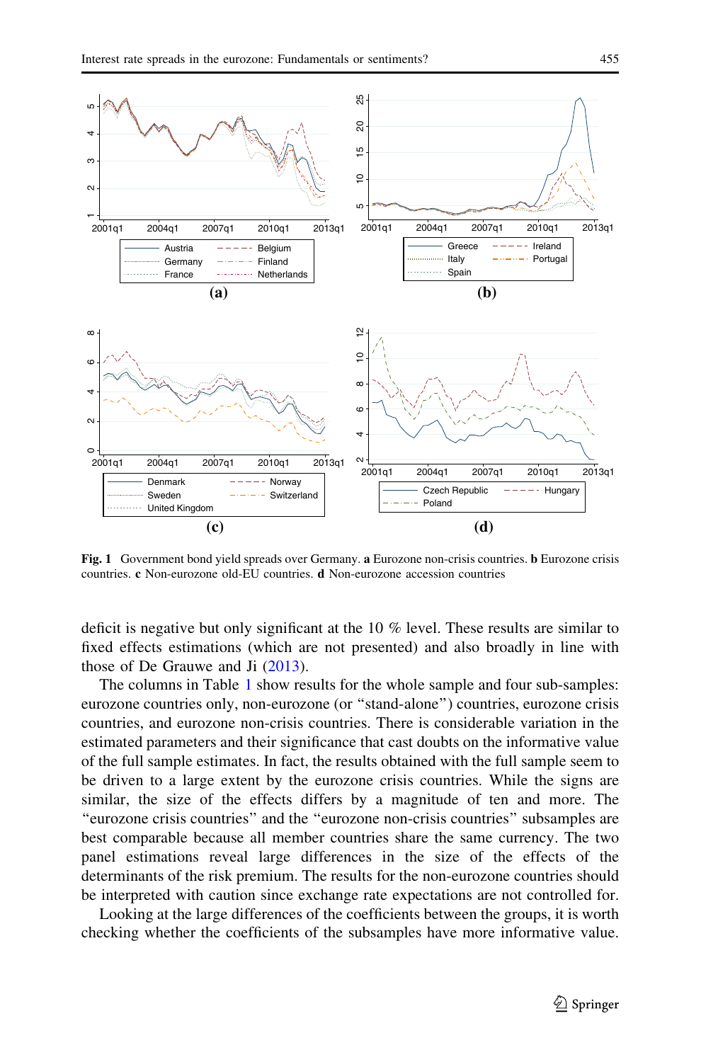Fig. 1 Government bond yield spreads over Germany. **a** Eurozone non-crisis countries. **b** Eurozone crisis countries. **c** Non-eurozone old-EU countries. **d** Non-eurozone accession countries

deficit is negative but only significant at the 10 % level. These results are similar to fixed effects estimations (which are not presented) and also broadly in line with those of De Grauwe and Ji (2013).

The columns in Table 1 show results for the whole sample and four sub-samples: eurozone countries only, non-eurozone (or "stand-alone") countries, eurozone crisis countries, and eurozone non-crisis countries. There is considerable variation in the estimated parameters and their significance that cast doubts on the informative value of the full sample estimates. In fact, the results obtained with the full sample seem to be driven to a large extent by the eurozone crisis countries. While the signs are similar, the size of the effects differs by a magnitude of ten and more. The "eurozone crisis countries" and the "eurozone non-crisis countries" subsamples are best comparable because all member countries share the same currency. The two panel estimations reveal large differences in the size of the effects of the determinants of the risk premium. The results for the non-eurozone countries should be interpreted with caution since exchange rate expectations are not controlled for.

Looking at the large differences of the coefficients between the groups, it is worth checking whether the coefficients of the subsamples have more informative value.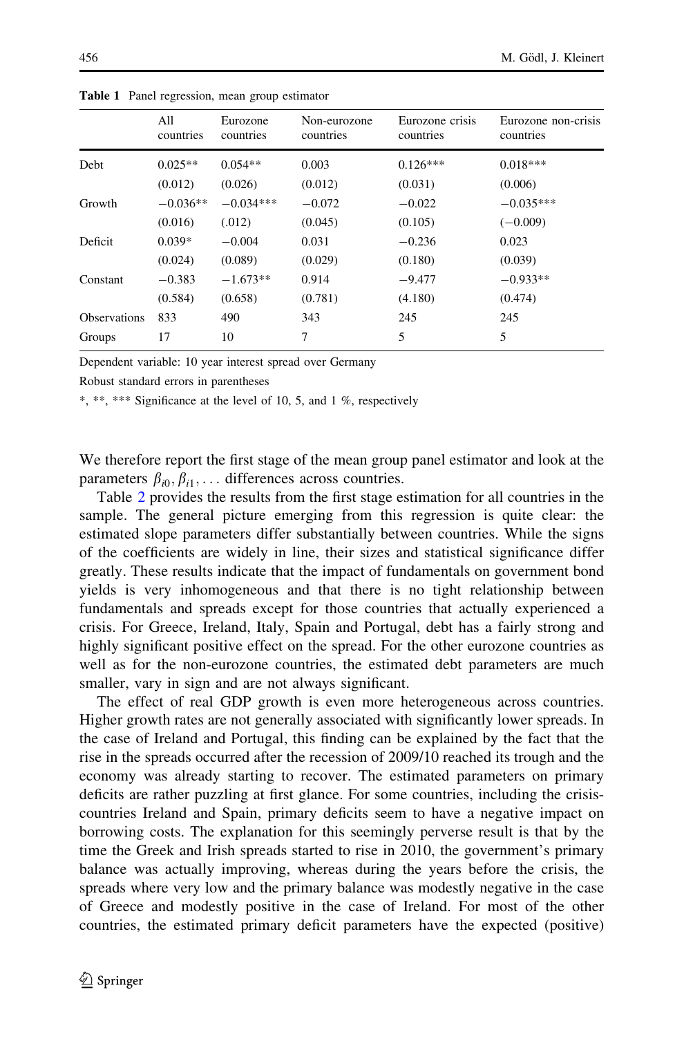**Table 1** Panel regression, mean group estimator

| | All countries | Eurozone countries | Non-eurozone countries | Eurozone crisis countries | Eurozone non-crisis countries |
|---|---|---|---|---|---|
| Debt | 0.025** | 0.054** | 0.003 | 0.126*** | 0.018*** |
| | (0.012) | (0.026) | (0.012) | (0.031) | (0.006) |
| Growth | −0.036** | −0.034*** | −0.072 | −0.022 | −0.035*** |
| | (0.016) | (.012) | (0.045) | (0.105) | (−0.009) |
| Deficit | 0.039* | −0.004 | 0.031 | −0.236 | 0.023 |
| | (0.024) | (0.089) | (0.029) | (0.180) | (0.039) |
| Constant | −0.383 | −1.673** | 0.914 | −9.477 | −0.933** |
| | (0.584) | (0.658) | (0.781) | (4.180) | (0.474) |
| Observations | 833 | 490 | 343 | 245 | 245 |
| Groups | 17 | 10 | 7 | 5 | 5 |

Dependent variable: 10 year interest spread over Germany

Robust standard errors in parentheses

*, **, *** Significance at the level of 10, 5, and 1 %, respectively

We therefore report the first stage of the mean group panel estimator and look at the parameters $\beta_{i0}, \beta_{i1}, \ldots$ differences across countries.

Table 2 provides the results from the first stage estimation for all countries in the sample. The general picture emerging from this regression is quite clear: the estimated slope parameters differ substantially between countries. While the signs of the coefficients are widely in line, their sizes and statistical significance differ greatly. These results indicate that the impact of fundamentals on government bond yields is very inhomogeneous and that there is no tight relationship between fundamentals and spreads except for those countries that actually experienced a crisis. For Greece, Ireland, Italy, Spain and Portugal, debt has a fairly strong and highly significant positive effect on the spread. For the other eurozone countries as well as for the non-eurozone countries, the estimated debt parameters are much smaller, vary in sign and are not always significant.

The effect of real GDP growth is even more heterogeneous across countries. Higher growth rates are not generally associated with significantly lower spreads. In the case of Ireland and Portugal, this finding can be explained by the fact that the rise in the spreads occurred after the recession of 2009/10 reached its trough and the economy was already starting to recover. The estimated parameters on primary deficits are rather puzzling at first glance. For some countries, including the crisis-countries Ireland and Spain, primary deficits seem to have a negative impact on borrowing costs. The explanation for this seemingly perverse result is that by the time the Greek and Irish spreads started to rise in 2010, the government's primary balance was actually improving, whereas during the years before the crisis, the spreads where very low and the primary balance was modestly negative in the case of Greece and modestly positive in the case of Ireland. For most of the other countries, the estimated primary deficit parameters have the expected (positive)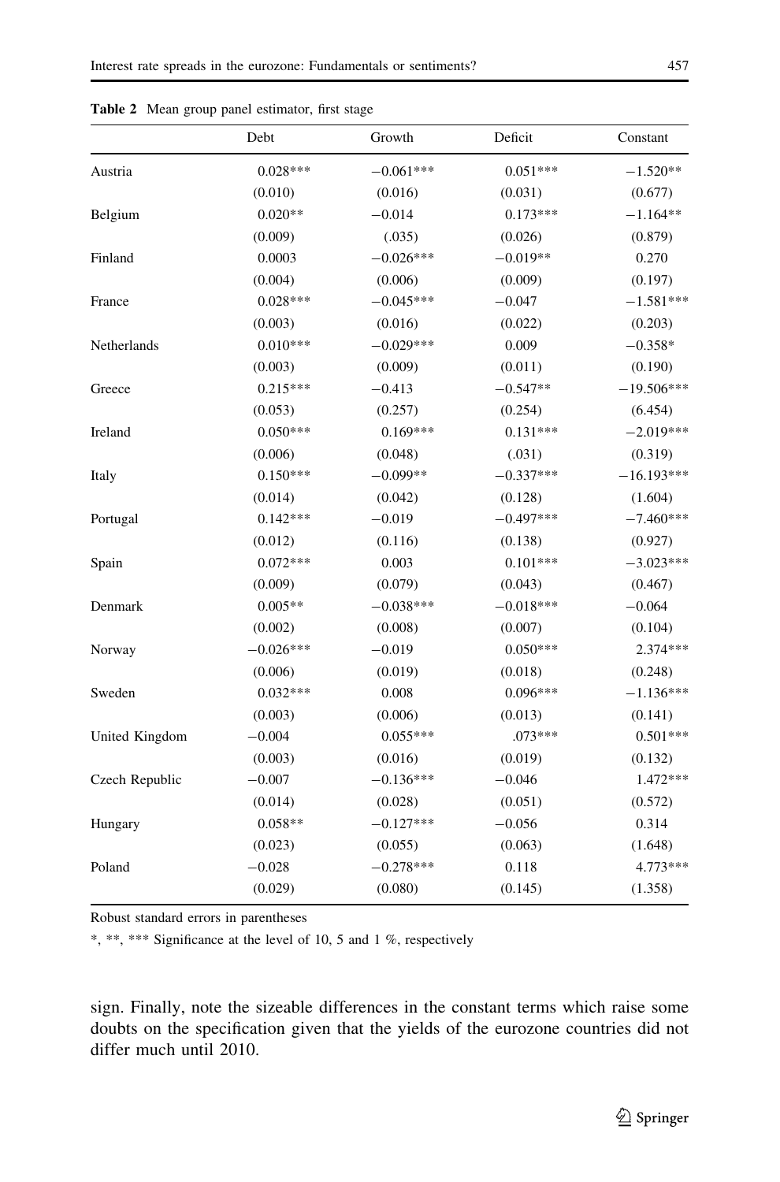**Table 2** Mean group panel estimator, first stage

| | Debt | Growth | Deficit | Constant |
|---|---|---|---|---|
| Austria | 0.028*** | −0.061*** | 0.051*** | −1.520** |
| | (0.010) | (0.016) | (0.031) | (0.677) |
| Belgium | 0.020** | −0.014 | 0.173*** | −1.164** |
| | (0.009) | (.035) | (0.026) | (0.879) |
| Finland | 0.0003 | −0.026*** | −0.019** | 0.270 |
| | (0.004) | (0.006) | (0.009) | (0.197) |
| France | 0.028*** | −0.045*** | −0.047 | −1.581*** |
| | (0.003) | (0.016) | (0.022) | (0.203) |
| Netherlands | 0.010*** | −0.029*** | 0.009 | −0.358* |
| | (0.003) | (0.009) | (0.011) | (0.190) |
| Greece | 0.215*** | −0.413 | −0.547** | −19.506*** |
| | (0.053) | (0.257) | (0.254) | (6.454) |
| Ireland | 0.050*** | 0.169*** | 0.131*** | −2.019*** |
| | (0.006) | (0.048) | (.031) | (0.319) |
| Italy | 0.150*** | −0.099** | −0.337*** | −16.193*** |
| | (0.014) | (0.042) | (0.128) | (1.604) |
| Portugal | 0.142*** | −0.019 | −0.497*** | −7.460*** |
| | (0.012) | (0.116) | (0.138) | (0.927) |
| Spain | 0.072*** | 0.003 | 0.101*** | −3.023*** |
| | (0.009) | (0.079) | (0.043) | (0.467) |
| Denmark | 0.005** | −0.038*** | −0.018*** | −0.064 |
| | (0.002) | (0.008) | (0.007) | (0.104) |
| Norway | −0.026*** | −0.019 | 0.050*** | 2.374*** |
| | (0.006) | (0.019) | (0.018) | (0.248) |
| Sweden | 0.032*** | 0.008 | 0.096*** | −1.136*** |
| | (0.003) | (0.006) | (0.013) | (0.141) |
| United Kingdom | −0.004 | 0.055*** | .073*** | 0.501*** |
| | (0.003) | (0.016) | (0.019) | (0.132) |
| Czech Republic | −0.007 | −0.136*** | −0.046 | 1.472*** |
| | (0.014) | (0.028) | (0.051) | (0.572) |
| Hungary | 0.058** | −0.127*** | −0.056 | 0.314 |
| | (0.023) | (0.055) | (0.063) | (1.648) |
| Poland | −0.028 | −0.278*** | 0.118 | 4.773*** |
| | (0.029) | (0.080) | (0.145) | (1.358) |

Robust standard errors in parentheses

*, **, *** Significance at the level of 10, 5 and 1 %, respectively

sign. Finally, note the sizeable differences in the constant terms which raise some doubts on the specification given that the yields of the eurozone countries did not differ much until 2010.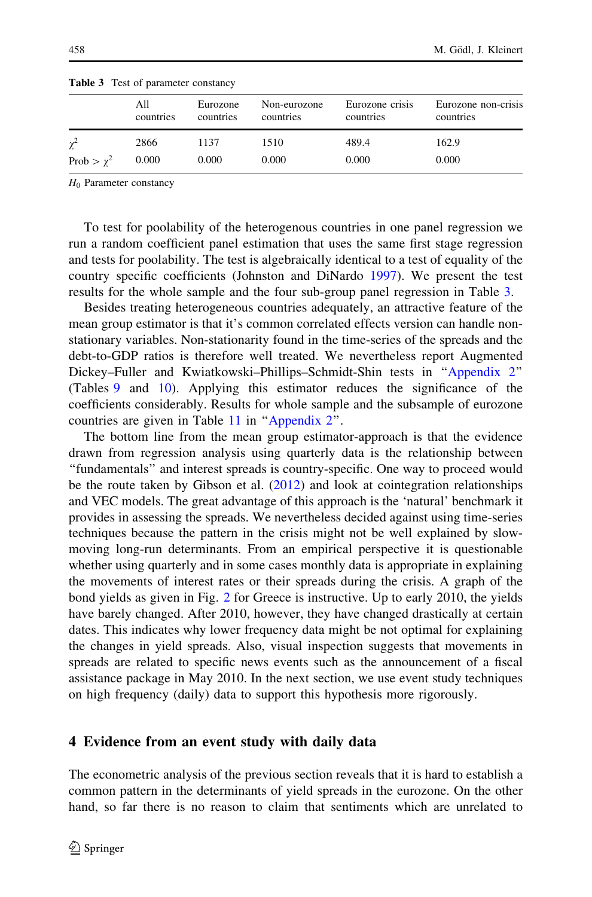**Table 3** Test of parameter constancy

| | All countries | Eurozone countries | Non-eurozone countries | Eurozone crisis countries | Eurozone non-crisis countries |
|---|---|---|---|---|---|
| $\chi^2$ | 2866 | 1137 | 1510 | 489.4 | 162.9 |
| Prob > $\chi^2$ | 0.000 | 0.000 | 0.000 | 0.000 | 0.000 |

$H_0$ Parameter constancy

To test for poolability of the heterogenous countries in one panel regression we run a random coefficient panel estimation that uses the same first stage regression and tests for poolability. The test is algebraically identical to a test of equality of the country specific coefficients (Johnston and DiNardo 1997). We present the test results for the whole sample and the four sub-group panel regression in Table 3.

Besides treating heterogeneous countries adequately, an attractive feature of the mean group estimator is that it's common correlated effects version can handle non-stationary variables. Non-stationarity found in the time-series of the spreads and the debt-to-GDP ratios is therefore well treated. We nevertheless report Augmented Dickey–Fuller and Kwiatkowski–Phillips–Schmidt-Shin tests in "Appendix 2" (Tables 9 and 10). Applying this estimator reduces the significance of the coefficients considerably. Results for whole sample and the subsample of eurozone countries are given in Table 11 in "Appendix 2".

The bottom line from the mean group estimator-approach is that the evidence drawn from regression analysis using quarterly data is the relationship between "fundamentals" and interest spreads is country-specific. One way to proceed would be the route taken by Gibson et al. (2012) and look at cointegration relationships and VEC models. The great advantage of this approach is the 'natural' benchmark it provides in assessing the spreads. We nevertheless decided against using time-series techniques because the pattern in the crisis might not be well explained by slow-moving long-run determinants. From an empirical perspective it is questionable whether using quarterly and in some cases monthly data is appropriate in explaining the movements of interest rates or their spreads during the crisis. A graph of the bond yields as given in Fig. 2 for Greece is instructive. Up to early 2010, the yields have barely changed. After 2010, however, they have changed drastically at certain dates. This indicates why lower frequency data might be not optimal for explaining the changes in yield spreads. Also, visual inspection suggests that movements in spreads are related to specific news events such as the announcement of a fiscal assistance package in May 2010. In the next section, we use event study techniques on high frequency (daily) data to support this hypothesis more rigorously.

## 4 Evidence from an event study with daily data

The econometric analysis of the previous section reveals that it is hard to establish a common pattern in the determinants of yield spreads in the eurozone. On the other hand, so far there is no reason to claim that sentiments which are unrelated to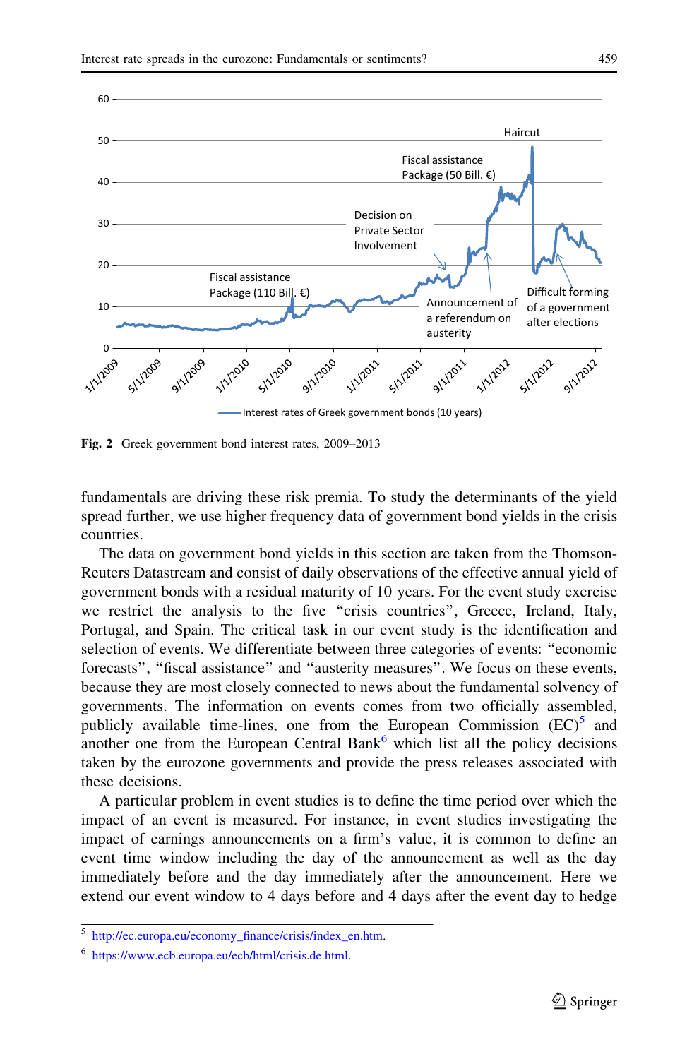**Fig. 2** Greek government bond interest rates, 2009–2013

fundamentals are driving these risk premia. To study the determinants of the yield spread further, we use higher frequency data of government bond yields in the crisis countries.

The data on government bond yields in this section are taken from the Thomson-Reuters Datastream and consist of daily observations of the effective annual yield of government bonds with a residual maturity of 10 years. For the event study exercise we restrict the analysis to the five "crisis countries", Greece, Ireland, Italy, Portugal, and Spain. The critical task in our event study is the identification and selection of events. We differentiate between three categories of events: "economic forecasts", "fiscal assistance" and "austerity measures". We focus on these events, because they are most closely connected to news about the fundamental solvency of governments. The information on events comes from two officially assembled, publicly available time-lines, one from the European Commission (EC)[5] and another one from the European Central Bank[6] which list all the policy decisions taken by the eurozone governments and provide the press releases associated with these decisions.

A particular problem in event studies is to define the time period over which the impact of an event is measured. For instance, in event studies investigating the impact of earnings announcements on a firm's value, it is common to define an event time window including the day of the announcement as well as the day immediately before and the day immediately after the announcement. Here we extend our event window to 4 days before and 4 days after the event day to hedge

[5] http://ec.europa.eu/economy_finance/crisis/index_en.htm.

[6] https://www.ecb.europa.eu/ecb/html/crisis.de.html.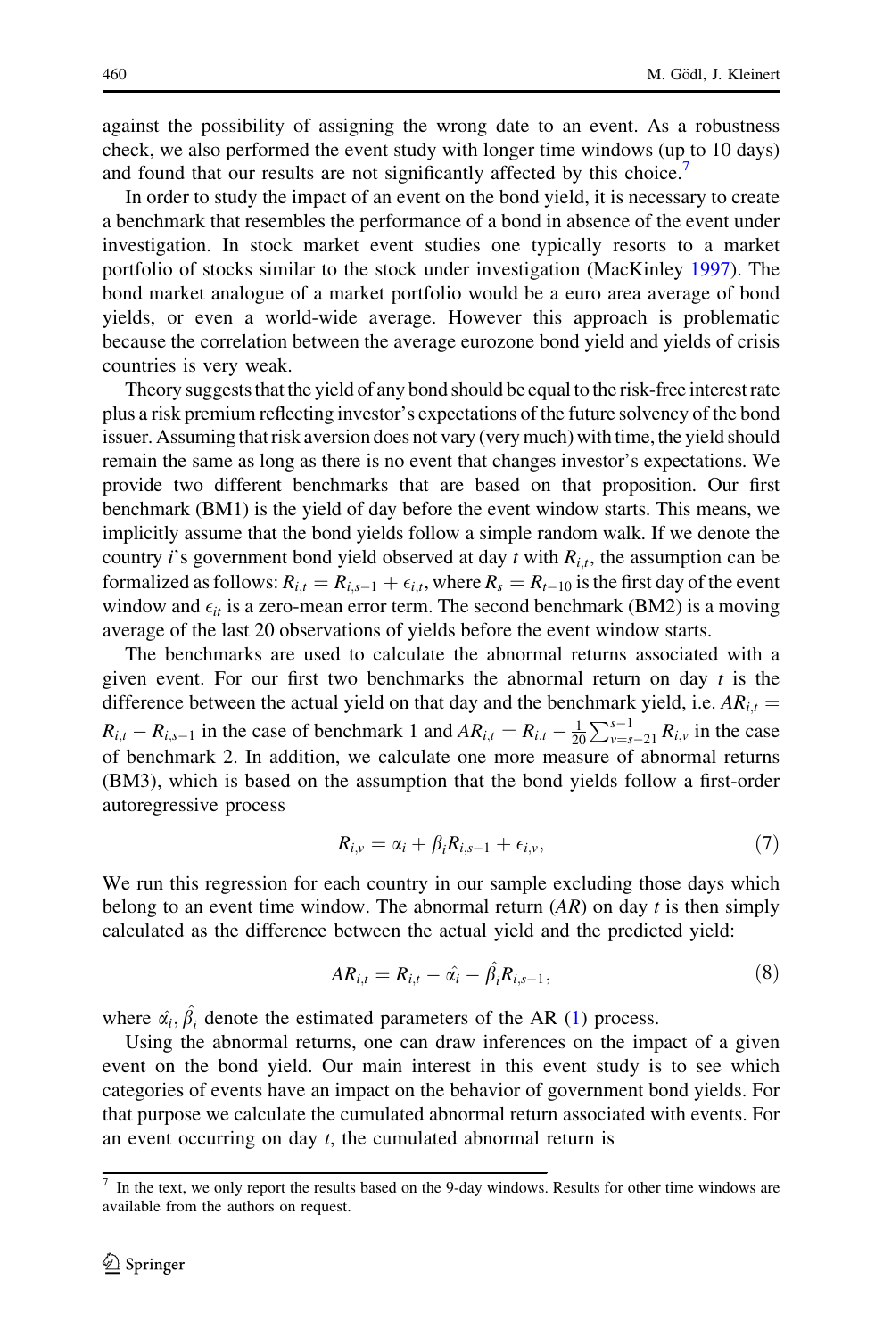against the possibility of assigning the wrong date to an event. As a robustness check, we also performed the event study with longer time windows (up to 10 days) and found that our results are not significantly affected by this choice.[7]

In order to study the impact of an event on the bond yield, it is necessary to create a benchmark that resembles the performance of a bond in absence of the event under investigation. In stock market event studies one typically resorts to a market portfolio of stocks similar to the stock under investigation (MacKinley 1997). The bond market analogue of a market portfolio would be a euro area average of bond yields, or even a world-wide average. However this approach is problematic because the correlation between the average eurozone bond yield and yields of crisis countries is very weak.

Theory suggests that the yield of any bond should be equal to the risk-free interest rate plus a risk premium reflecting investor's expectations of the future solvency of the bond issuer. Assuming that risk aversion does not vary (very much) with time, the yield should remain the same as long as there is no event that changes investor's expectations. We provide two different benchmarks that are based on that proposition. Our first benchmark (BM1) is the yield of day before the event window starts. This means, we implicitly assume that the bond yields follow a simple random walk. If we denote the country $i$'s government bond yield observed at day $t$ with $R_{i,t}$, the assumption can be formalized as follows: $R_{i,t} = R_{i,s-1} + \epsilon_{i,t}$, where $R_s = R_{t-10}$ is the first day of the event window and $\epsilon_{it}$ is a zero-mean error term. The second benchmark (BM2) is a moving average of the last 20 observations of yields before the event window starts.

The benchmarks are used to calculate the abnormal returns associated with a given event. For our first two benchmarks the abnormal return on day $t$ is the difference between the actual yield on that day and the benchmark yield, i.e. $AR_{i,t} = R_{i,t} - R_{i,s-1}$ in the case of benchmark 1 and $AR_{i,t} = R_{i,t} - \frac{1}{20}\sum_{v=s-21}^{s-1} R_{i,v}$ in the case of benchmark 2. In addition, we calculate one more measure of abnormal returns (BM3), which is based on the assumption that the bond yields follow a first-order autoregressive process

$$R_{i,v} = \alpha_i + \beta_i R_{i,s-1} + \epsilon_{i,v}, \tag{7}$$

We run this regression for each country in our sample excluding those days which belong to an event time window. The abnormal return ($AR$) on day $t$ is then simply calculated as the difference between the actual yield and the predicted yield:

$$AR_{i,t} = R_{i,t} - \hat{\alpha_i} - \hat{\beta_i} R_{i,s-1}, \tag{8}$$

where $\hat{\alpha_i}, \hat{\beta_i}$ denote the estimated parameters of the AR (1) process.

Using the abnormal returns, one can draw inferences on the impact of a given event on the bond yield. Our main interest in this event study is to see which categories of events have an impact on the behavior of government bond yields. For that purpose we calculate the cumulated abnormal return associated with events. For an event occurring on day $t$, the cumulated abnormal return is

[7] In the text, we only report the results based on the 9-day windows. Results for other time windows are available from the authors on request.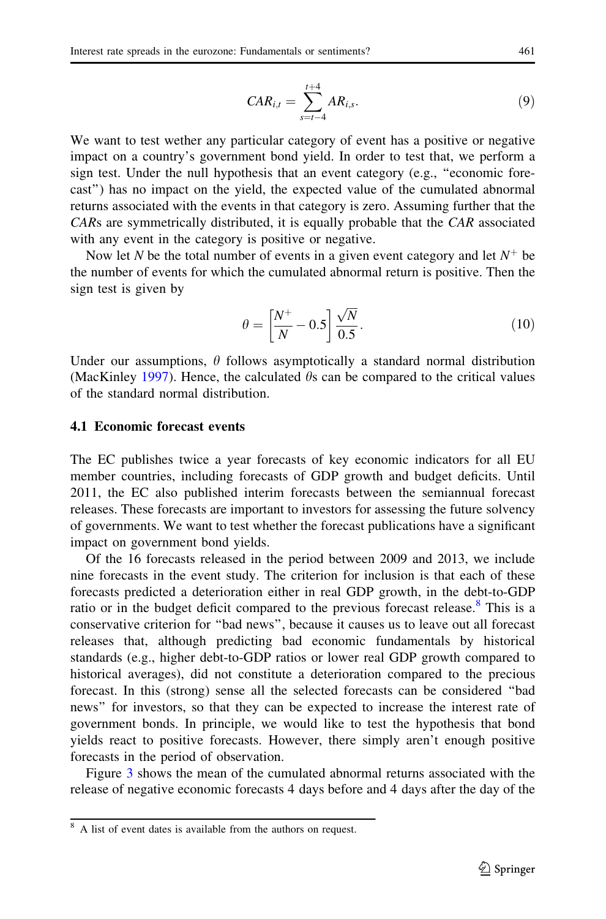$$CAR_{i,t} = \sum_{s=t-4}^{t+4} AR_{i,s}. \tag{9}$$

We want to test wether any particular category of event has a positive or negative impact on a country's government bond yield. In order to test that, we perform a sign test. Under the null hypothesis that an event category (e.g., "economic forecast") has no impact on the yield, the expected value of the cumulated abnormal returns associated with the events in that category is zero. Assuming further that the *CAR*s are symmetrically distributed, it is equally probable that the *CAR* associated with any event in the category is positive or negative.

Now let $N$ be the total number of events in a given event category and let $N^+$ be the number of events for which the cumulated abnormal return is positive. Then the sign test is given by

$$\theta = \left[\frac{N^+}{N} - 0.5\right] \frac{\sqrt{N}}{0.5}. \tag{10}$$

Under our assumptions, $\theta$ follows asymptotically a standard normal distribution (MacKinley 1997). Hence, the calculated $\theta$s can be compared to the critical values of the standard normal distribution.

### 4.1 Economic forecast events

The EC publishes twice a year forecasts of key economic indicators for all EU member countries, including forecasts of GDP growth and budget deficits. Until 2011, the EC also published interim forecasts between the semiannual forecast releases. These forecasts are important to investors for assessing the future solvency of governments. We want to test whether the forecast publications have a significant impact on government bond yields.

Of the 16 forecasts released in the period between 2009 and 2013, we include nine forecasts in the event study. The criterion for inclusion is that each of these forecasts predicted a deterioration either in real GDP growth, in the debt-to-GDP ratio or in the budget deficit compared to the previous forecast release.[8] This is a conservative criterion for "bad news", because it causes us to leave out all forecast releases that, although predicting bad economic fundamentals by historical standards (e.g., higher debt-to-GDP ratios or lower real GDP growth compared to historical averages), did not constitute a deterioration compared to the precious forecast. In this (strong) sense all the selected forecasts can be considered "bad news" for investors, so that they can be expected to increase the interest rate of government bonds. In principle, we would like to test the hypothesis that bond yields react to positive forecasts. However, there simply aren't enough positive forecasts in the period of observation.

Figure 3 shows the mean of the cumulated abnormal returns associated with the release of negative economic forecasts 4 days before and 4 days after the day of the

[8] A list of event dates is available from the authors on request.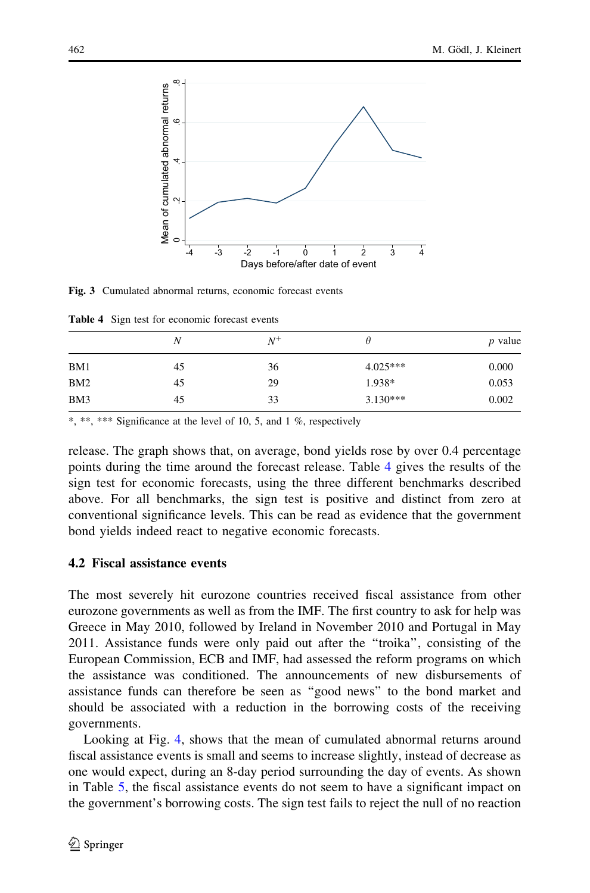Fig. 3 Cumulated abnormal returns, economic forecast events

Table 4 Sign test for economic forecast events

| | $N$ | $N^{+}$ | $\theta$ | $p$ value |
|---|---|---|---|---|
| BM1 | 45 | 36 | 4.025*** | 0.000 |
| BM2 | 45 | 29 | 1.938* | 0.053 |
| BM3 | 45 | 33 | 3.130*** | 0.002 |

*, **, *** Significance at the level of 10, 5, and 1 %, respectively

release. The graph shows that, on average, bond yields rose by over 0.4 percentage points during the time around the forecast release. Table 4 gives the results of the sign test for economic forecasts, using the three different benchmarks described above. For all benchmarks, the sign test is positive and distinct from zero at conventional significance levels. This can be read as evidence that the government bond yields indeed react to negative economic forecasts.

### 4.2 Fiscal assistance events

The most severely hit eurozone countries received fiscal assistance from other eurozone governments as well as from the IMF. The first country to ask for help was Greece in May 2010, followed by Ireland in November 2010 and Portugal in May 2011. Assistance funds were only paid out after the "troika", consisting of the European Commission, ECB and IMF, had assessed the reform programs on which the assistance was conditioned. The announcements of new disbursements of assistance funds can therefore be seen as "good news" to the bond market and should be associated with a reduction in the borrowing costs of the receiving governments.

Looking at Fig. 4, shows that the mean of cumulated abnormal returns around fiscal assistance events is small and seems to increase slightly, instead of decrease as one would expect, during an 8-day period surrounding the day of events. As shown in Table 5, the fiscal assistance events do not seem to have a significant impact on the government's borrowing costs. The sign test fails to reject the null of no reaction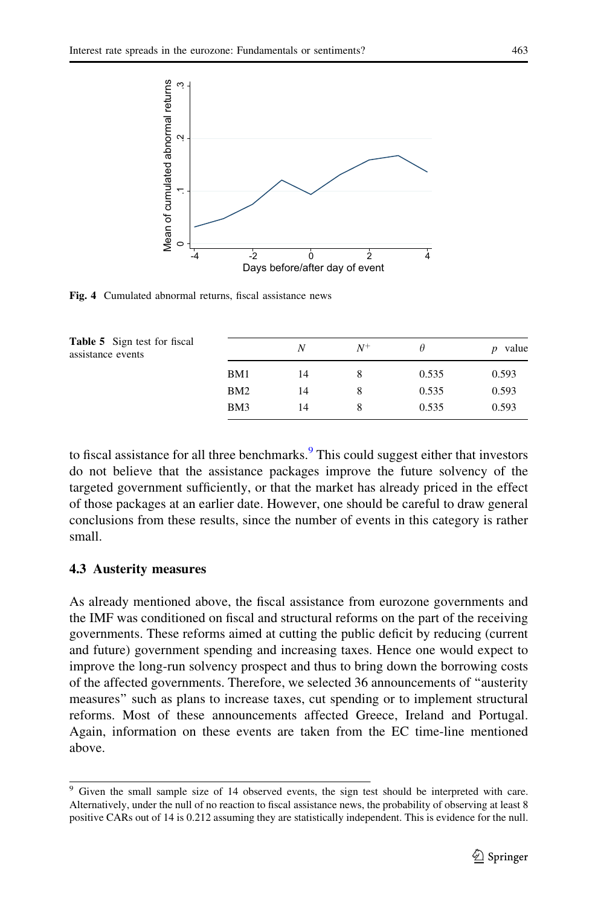Fig. 4 Cumulated abnormal returns, fiscal assistance news

**Table 5** Sign test for fiscal assistance events

| | $N$ | $N^+$ | $\theta$ | $p$ value |
|---|---|---|---|---|
| BM1 | 14 | 8 | 0.535 | 0.593 |
| BM2 | 14 | 8 | 0.535 | 0.593 |
| BM3 | 14 | 8 | 0.535 | 0.593 |

to fiscal assistance for all three benchmarks.[9] This could suggest either that investors do not believe that the assistance packages improve the future solvency of the targeted government sufficiently, or that the market has already priced in the effect of those packages at an earlier date. However, one should be careful to draw general conclusions from these results, since the number of events in this category is rather small.

### 4.3 Austerity measures

As already mentioned above, the fiscal assistance from eurozone governments and the IMF was conditioned on fiscal and structural reforms on the part of the receiving governments. These reforms aimed at cutting the public deficit by reducing (current and future) government spending and increasing taxes. Hence one would expect to improve the long-run solvency prospect and thus to bring down the borrowing costs of the affected governments. Therefore, we selected 36 announcements of "austerity measures" such as plans to increase taxes, cut spending or to implement structural reforms. Most of these announcements affected Greece, Ireland and Portugal. Again, information on these events are taken from the EC time-line mentioned above.

[9] Given the small sample size of 14 observed events, the sign test should be interpreted with care. Alternatively, under the null of no reaction to fiscal assistance news, the probability of observing at least 8 positive CARs out of 14 is 0.212 assuming they are statistically independent. This is evidence for the null.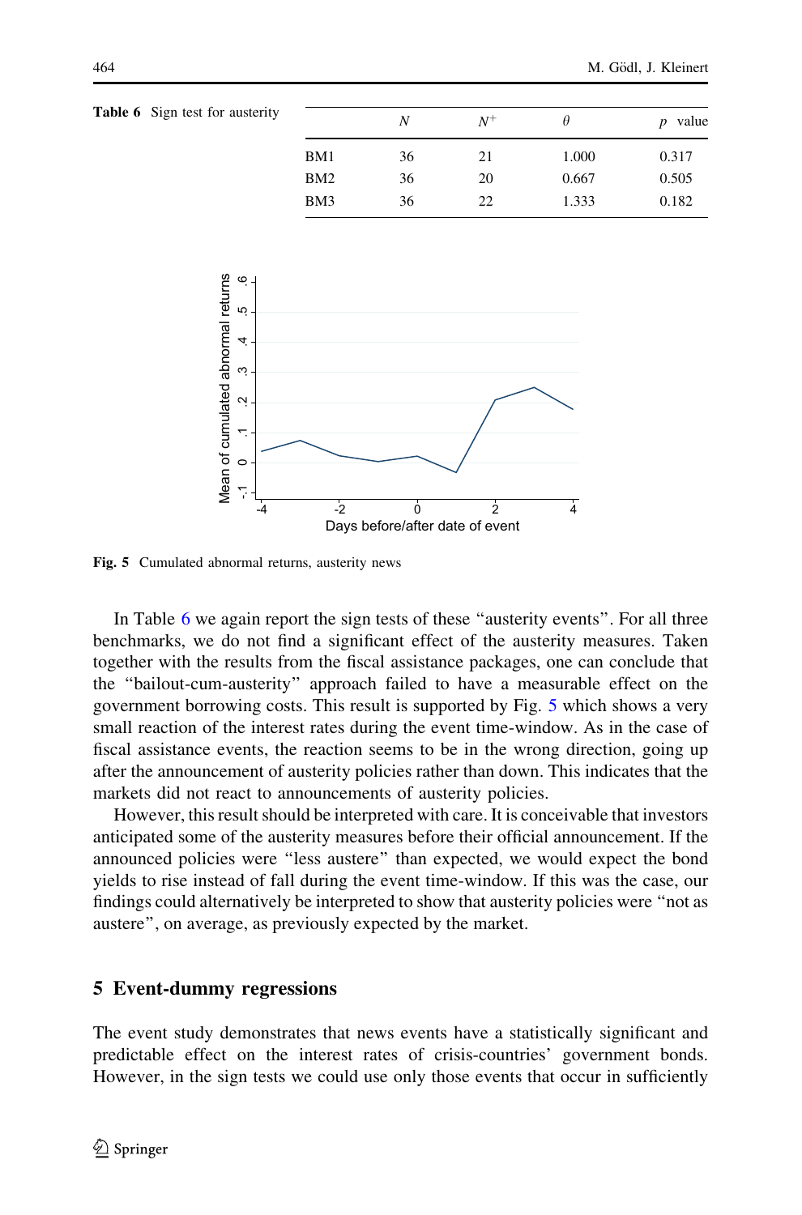**Table 6** Sign test for austerity

| | $N$ | $N^{+}$ | $\theta$ | $p$ value |
|---|---|---|---|---|
| BM1 | 36 | 21 | 1.000 | 0.317 |
| BM2 | 36 | 20 | 0.667 | 0.505 |
| BM3 | 36 | 22 | 1.333 | 0.182 |

**Fig. 5** Cumulated abnormal returns, austerity news

In Table 6 we again report the sign tests of these "austerity events". For all three benchmarks, we do not find a significant effect of the austerity measures. Taken together with the results from the fiscal assistance packages, one can conclude that the "bailout-cum-austerity" approach failed to have a measurable effect on the government borrowing costs. This result is supported by Fig. 5 which shows a very small reaction of the interest rates during the event time-window. As in the case of fiscal assistance events, the reaction seems to be in the wrong direction, going up after the announcement of austerity policies rather than down. This indicates that the markets did not react to announcements of austerity policies.

However, this result should be interpreted with care. It is conceivable that investors anticipated some of the austerity measures before their official announcement. If the announced policies were "less austere" than expected, we would expect the bond yields to rise instead of fall during the event time-window. If this was the case, our findings could alternatively be interpreted to show that austerity policies were "not as austere", on average, as previously expected by the market.

## 5 Event-dummy regressions

The event study demonstrates that news events have a statistically significant and predictable effect on the interest rates of crisis-countries' government bonds. However, in the sign tests we could use only those events that occur in sufficiently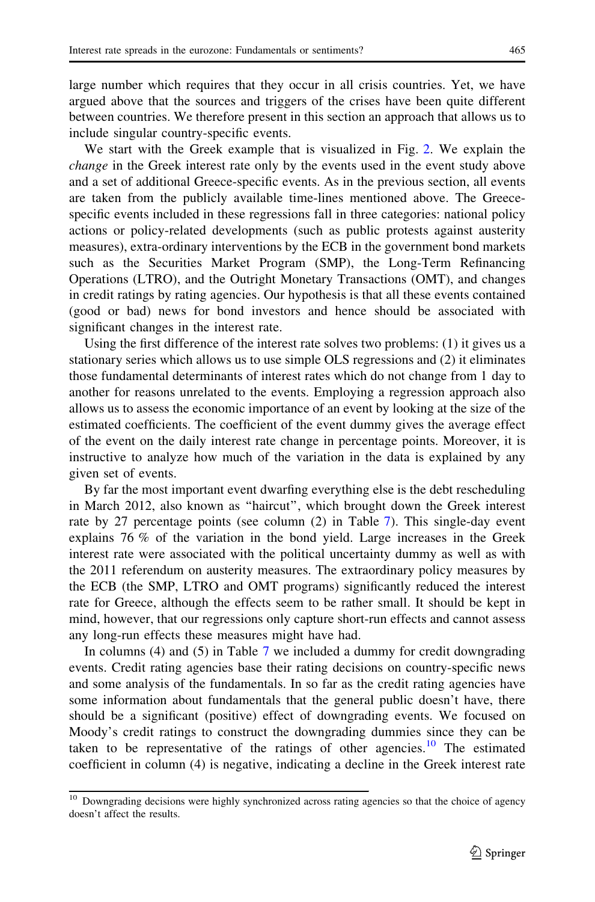large number which requires that they occur in all crisis countries. Yet, we have argued above that the sources and triggers of the crises have been quite different between countries. We therefore present in this section an approach that allows us to include singular country-specific events.

We start with the Greek example that is visualized in Fig. 2. We explain the *change* in the Greek interest rate only by the events used in the event study above and a set of additional Greece-specific events. As in the previous section, all events are taken from the publicly available time-lines mentioned above. The Greece-specific events included in these regressions fall in three categories: national policy actions or policy-related developments (such as public protests against austerity measures), extra-ordinary interventions by the ECB in the government bond markets such as the Securities Market Program (SMP), the Long-Term Refinancing Operations (LTRO), and the Outright Monetary Transactions (OMT), and changes in credit ratings by rating agencies. Our hypothesis is that all these events contained (good or bad) news for bond investors and hence should be associated with significant changes in the interest rate.

Using the first difference of the interest rate solves two problems: (1) it gives us a stationary series which allows us to use simple OLS regressions and (2) it eliminates those fundamental determinants of interest rates which do not change from 1 day to another for reasons unrelated to the events. Employing a regression approach also allows us to assess the economic importance of an event by looking at the size of the estimated coefficients. The coefficient of the event dummy gives the average effect of the event on the daily interest rate change in percentage points. Moreover, it is instructive to analyze how much of the variation in the data is explained by any given set of events.

By far the most important event dwarfing everything else is the debt rescheduling in March 2012, also known as "haircut", which brought down the Greek interest rate by 27 percentage points (see column (2) in Table 7). This single-day event explains 76 % of the variation in the bond yield. Large increases in the Greek interest rate were associated with the political uncertainty dummy as well as with the 2011 referendum on austerity measures. The extraordinary policy measures by the ECB (the SMP, LTRO and OMT programs) significantly reduced the interest rate for Greece, although the effects seem to be rather small. It should be kept in mind, however, that our regressions only capture short-run effects and cannot assess any long-run effects these measures might have had.

In columns (4) and (5) in Table 7 we included a dummy for credit downgrading events. Credit rating agencies base their rating decisions on country-specific news and some analysis of the fundamentals. In so far as the credit rating agencies have some information about fundamentals that the general public doesn't have, there should be a significant (positive) effect of downgrading events. We focused on Moody's credit ratings to construct the downgrading dummies since they can be taken to be representative of the ratings of other agencies.[10] The estimated coefficient in column (4) is negative, indicating a decline in the Greek interest rate

[10] Downgrading decisions were highly synchronized across rating agencies so that the choice of agency doesn't affect the results.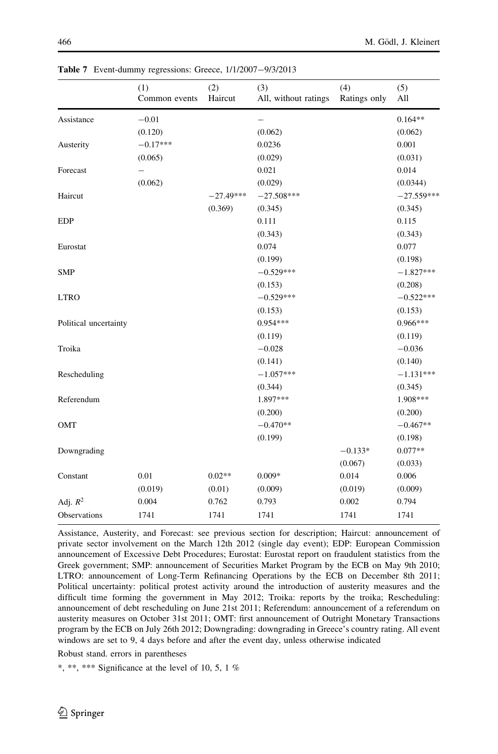**Table 7** Event-dummy regressions: Greece, 1/1/2007−9/3/2013

| | (1) Common events | (2) Haircut | (3) All, without ratings | (4) Ratings only | (5) All |
|---|---|---|---|---|---|
| Assistance | −0.01 | | – | | 0.164** |
| | (0.120) | | (0.062) | | (0.062) |
| Austerity | −0.17*** | | 0.0236 | | 0.001 |
| | (0.065) | | (0.029) | | (0.031) |
| Forecast | – | | 0.021 | | 0.014 |
| | (0.062) | | (0.029) | | (0.0344) |
| Haircut | | −27.49*** | −27.508*** | | −27.559*** |
| | | (0.369) | (0.345) | | (0.345) |
| EDP | | | 0.111 | | 0.115 |
| | | | (0.343) | | (0.343) |
| Eurostat | | | 0.074 | | 0.077 |
| | | | (0.199) | | (0.198) |
| SMP | | | −0.529*** | | −1.827*** |
| | | | (0.153) | | (0.208) |
| LTRO | | | −0.529*** | | −0.522*** |
| | | | (0.153) | | (0.153) |
| Political uncertainty | | | 0.954*** | | 0.966*** |
| | | | (0.119) | | (0.119) |
| Troika | | | −0.028 | | −0.036 |
| | | | (0.141) | | (0.140) |
| Rescheduling | | | −1.057*** | | −1.131*** |
| | | | (0.344) | | (0.345) |
| Referendum | | | 1.897*** | | 1.908*** |
| | | | (0.200) | | (0.200) |
| OMT | | | −0.470** | | −0.467** |
| | | | (0.199) | | (0.198) |
| Downgrading | | | | −0.133* | 0.077** |
| | | | | (0.067) | (0.033) |
| Constant | 0.01 | 0.02** | 0.009* | 0.014 | 0.006 |
| | (0.019) | (0.01) | (0.009) | (0.019) | (0.009) |
| Adj. $R^2$ | 0.004 | 0.762 | 0.793 | 0.002 | 0.794 |
| Observations | 1741 | 1741 | 1741 | 1741 | 1741 |

Assistance, Austerity, and Forecast: see previous section for description; Haircut: announcement of private sector involvement on the March 12th 2012 (single day event); EDP: European Commission announcement of Excessive Debt Procedures; Eurostat: Eurostat report on fraudulent statistics from the Greek government; SMP: announcement of Securities Market Program by the ECB on May 9th 2010; LTRO: announcement of Long-Term Refinancing Operations by the ECB on December 8th 2011; Political uncertainty: political protest activity around the introduction of austerity measures and the difficult time forming the government in May 2012; Troika: reports by the troika; Rescheduling: announcement of debt rescheduling on June 21st 2011; Referendum: announcement of a referendum on austerity measures on October 31st 2011; OMT: first announcement of Outright Monetary Transactions program by the ECB on July 26th 2012; Downgrading: downgrading in Greece's country rating. All event windows are set to 9, 4 days before and after the event day, unless otherwise indicated

Robust stand. errors in parentheses

*, **, *** Significance at the level of 10, 5, 1 %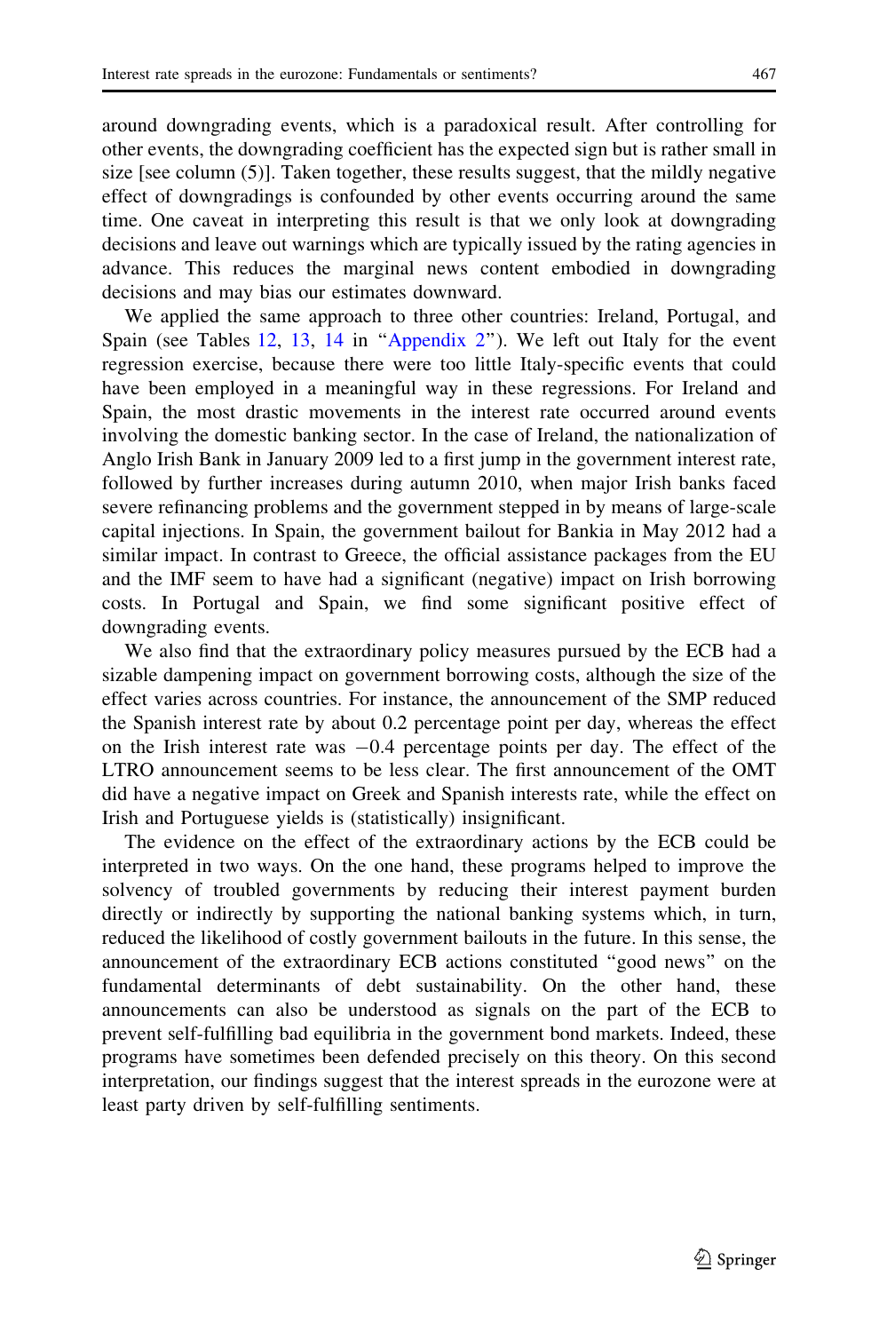around downgrading events, which is a paradoxical result. After controlling for other events, the downgrading coefficient has the expected sign but is rather small in size [see column (5)]. Taken together, these results suggest, that the mildly negative effect of downgradings is confounded by other events occurring around the same time. One caveat in interpreting this result is that we only look at downgrading decisions and leave out warnings which are typically issued by the rating agencies in advance. This reduces the marginal news content embodied in downgrading decisions and may bias our estimates downward.

We applied the same approach to three other countries: Ireland, Portugal, and Spain (see Tables 12, 13, 14 in "Appendix 2"). We left out Italy for the event regression exercise, because there were too little Italy-specific events that could have been employed in a meaningful way in these regressions. For Ireland and Spain, the most drastic movements in the interest rate occurred around events involving the domestic banking sector. In the case of Ireland, the nationalization of Anglo Irish Bank in January 2009 led to a first jump in the government interest rate, followed by further increases during autumn 2010, when major Irish banks faced severe refinancing problems and the government stepped in by means of large-scale capital injections. In Spain, the government bailout for Bankia in May 2012 had a similar impact. In contrast to Greece, the official assistance packages from the EU and the IMF seem to have had a significant (negative) impact on Irish borrowing costs. In Portugal and Spain, we find some significant positive effect of downgrading events.

We also find that the extraordinary policy measures pursued by the ECB had a sizable dampening impact on government borrowing costs, although the size of the effect varies across countries. For instance, the announcement of the SMP reduced the Spanish interest rate by about 0.2 percentage point per day, whereas the effect on the Irish interest rate was $-0.4$ percentage points per day. The effect of the LTRO announcement seems to be less clear. The first announcement of the OMT did have a negative impact on Greek and Spanish interests rate, while the effect on Irish and Portuguese yields is (statistically) insignificant.

The evidence on the effect of the extraordinary actions by the ECB could be interpreted in two ways. On the one hand, these programs helped to improve the solvency of troubled governments by reducing their interest payment burden directly or indirectly by supporting the national banking systems which, in turn, reduced the likelihood of costly government bailouts in the future. In this sense, the announcement of the extraordinary ECB actions constituted "good news" on the fundamental determinants of debt sustainability. On the other hand, these announcements can also be understood as signals on the part of the ECB to prevent self-fulfilling bad equilibria in the government bond markets. Indeed, these programs have sometimes been defended precisely on this theory. On this second interpretation, our findings suggest that the interest spreads in the eurozone were at least party driven by self-fulfilling sentiments.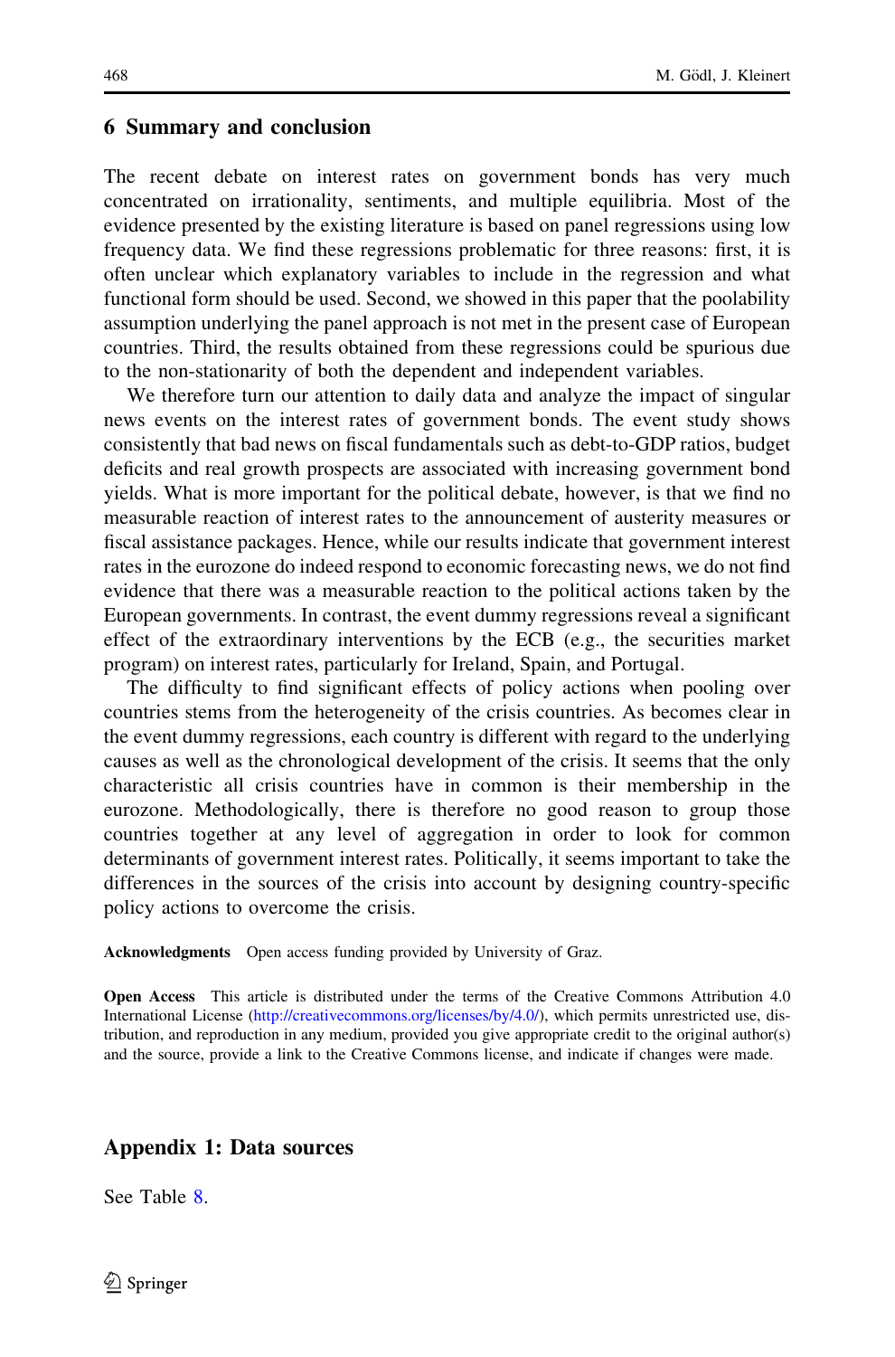## 6 Summary and conclusion

The recent debate on interest rates on government bonds has very much concentrated on irrationality, sentiments, and multiple equilibria. Most of the evidence presented by the existing literature is based on panel regressions using low frequency data. We find these regressions problematic for three reasons: first, it is often unclear which explanatory variables to include in the regression and what functional form should be used. Second, we showed in this paper that the poolability assumption underlying the panel approach is not met in the present case of European countries. Third, the results obtained from these regressions could be spurious due to the non-stationarity of both the dependent and independent variables.

We therefore turn our attention to daily data and analyze the impact of singular news events on the interest rates of government bonds. The event study shows consistently that bad news on fiscal fundamentals such as debt-to-GDP ratios, budget deficits and real growth prospects are associated with increasing government bond yields. What is more important for the political debate, however, is that we find no measurable reaction of interest rates to the announcement of austerity measures or fiscal assistance packages. Hence, while our results indicate that government interest rates in the eurozone do indeed respond to economic forecasting news, we do not find evidence that there was a measurable reaction to the political actions taken by the European governments. In contrast, the event dummy regressions reveal a significant effect of the extraordinary interventions by the ECB (e.g., the securities market program) on interest rates, particularly for Ireland, Spain, and Portugal.

The difficulty to find significant effects of policy actions when pooling over countries stems from the heterogeneity of the crisis countries. As becomes clear in the event dummy regressions, each country is different with regard to the underlying causes as well as the chronological development of the crisis. It seems that the only characteristic all crisis countries have in common is their membership in the eurozone. Methodologically, there is therefore no good reason to group those countries together at any level of aggregation in order to look for common determinants of government interest rates. Politically, it seems important to take the differences in the sources of the crisis into account by designing country-specific policy actions to overcome the crisis.

**Acknowledgments** Open access funding provided by University of Graz.

**Open Access** This article is distributed under the terms of the Creative Commons Attribution 4.0 International License (http://creativecommons.org/licenses/by/4.0/), which permits unrestricted use, distribution, and reproduction in any medium, provided you give appropriate credit to the original author(s) and the source, provide a link to the Creative Commons license, and indicate if changes were made.

## Appendix 1: Data sources

See Table 8.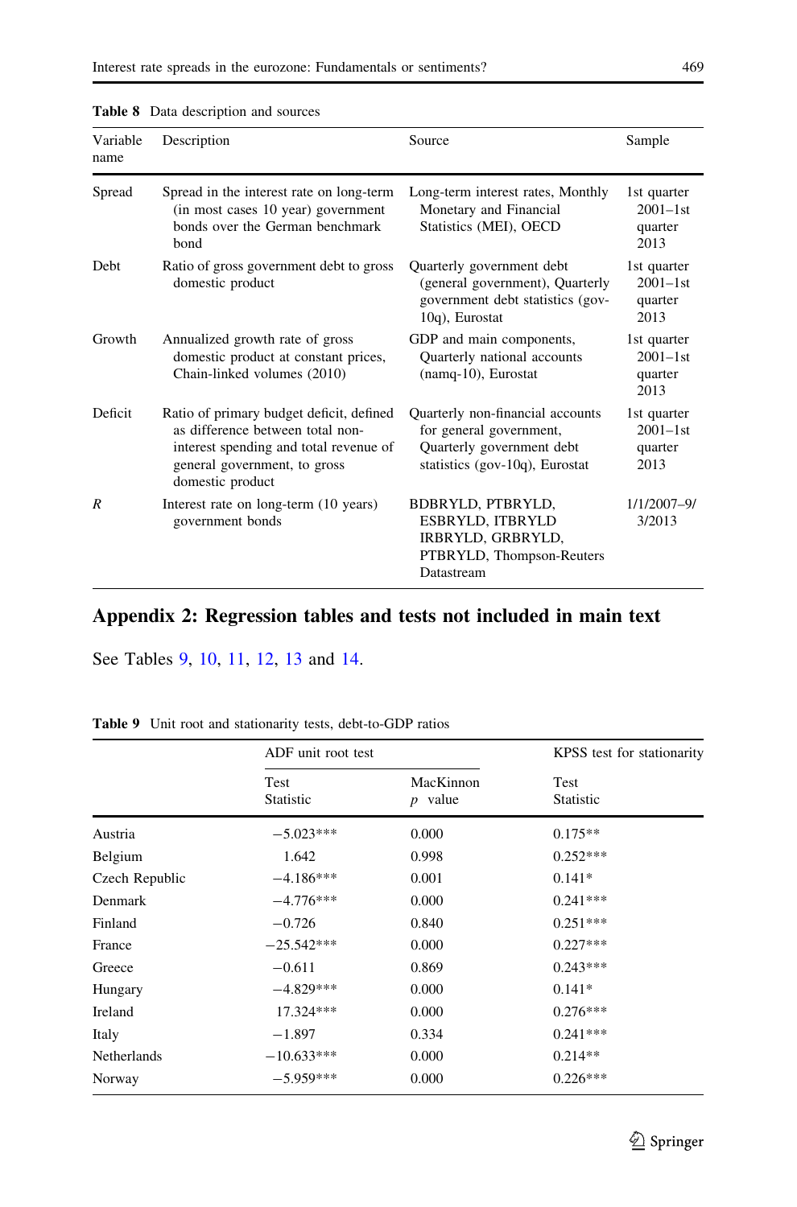**Table 8** Data description and sources

| Variable name | Description | Source | Sample |
|---|---|---|---|
| Spread | Spread in the interest rate on long-term (in most cases 10 year) government bonds over the German benchmark bond | Long-term interest rates, Monthly Monetary and Financial Statistics (MEI), OECD | 1st quarter 2001–1st quarter 2013 |
| Debt | Ratio of gross government debt to gross domestic product | Quarterly government debt (general government), Quarterly government debt statistics (gov-10q), Eurostat | 1st quarter 2001–1st quarter 2013 |
| Growth | Annualized growth rate of gross domestic product at constant prices, Chain-linked volumes (2010) | GDP and main components, Quarterly national accounts (namq-10), Eurostat | 1st quarter 2001–1st quarter 2013 |
| Deficit | Ratio of primary budget deficit, defined as difference between total non-interest spending and total revenue of general government, to gross domestic product | Quarterly non-financial accounts for general government, Quarterly government debt statistics (gov-10q), Eurostat | 1st quarter 2001–1st quarter 2013 |
| *R* | Interest rate on long-term (10 years) government bonds | BDBRYLD, PTBRYLD, ESBRYLD, ITBRYLD IRBRYLD, GRBRYLD, PTBRYLD, Thompson-Reuters Datastream | 1/1/2007–9/3/2013 |

## Appendix 2: Regression tables and tests not included in main text

See Tables 9, 10, 11, 12, 13 and 14.

**Table 9** Unit root and stationarity tests, debt-to-GDP ratios

| | ADF unit root test | | KPSS test for stationarity |
|---|---|---|---|
| | Test Statistic | MacKinnon *p* value | Test Statistic |
| Austria | −5.023*** | 0.000 | 0.175** |
| Belgium | 1.642 | 0.998 | 0.252*** |
| Czech Republic | −4.186*** | 0.001 | 0.141* |
| Denmark | −4.776*** | 0.000 | 0.241*** |
| Finland | −0.726 | 0.840 | 0.251*** |
| France | −25.542*** | 0.000 | 0.227*** |
| Greece | −0.611 | 0.869 | 0.243*** |
| Hungary | −4.829*** | 0.000 | 0.141* |
| Ireland | 17.324*** | 0.000 | 0.276*** |
| Italy | −1.897 | 0.334 | 0.241*** |
| Netherlands | −10.633*** | 0.000 | 0.214** |
| Norway | −5.959*** | 0.000 | 0.226*** |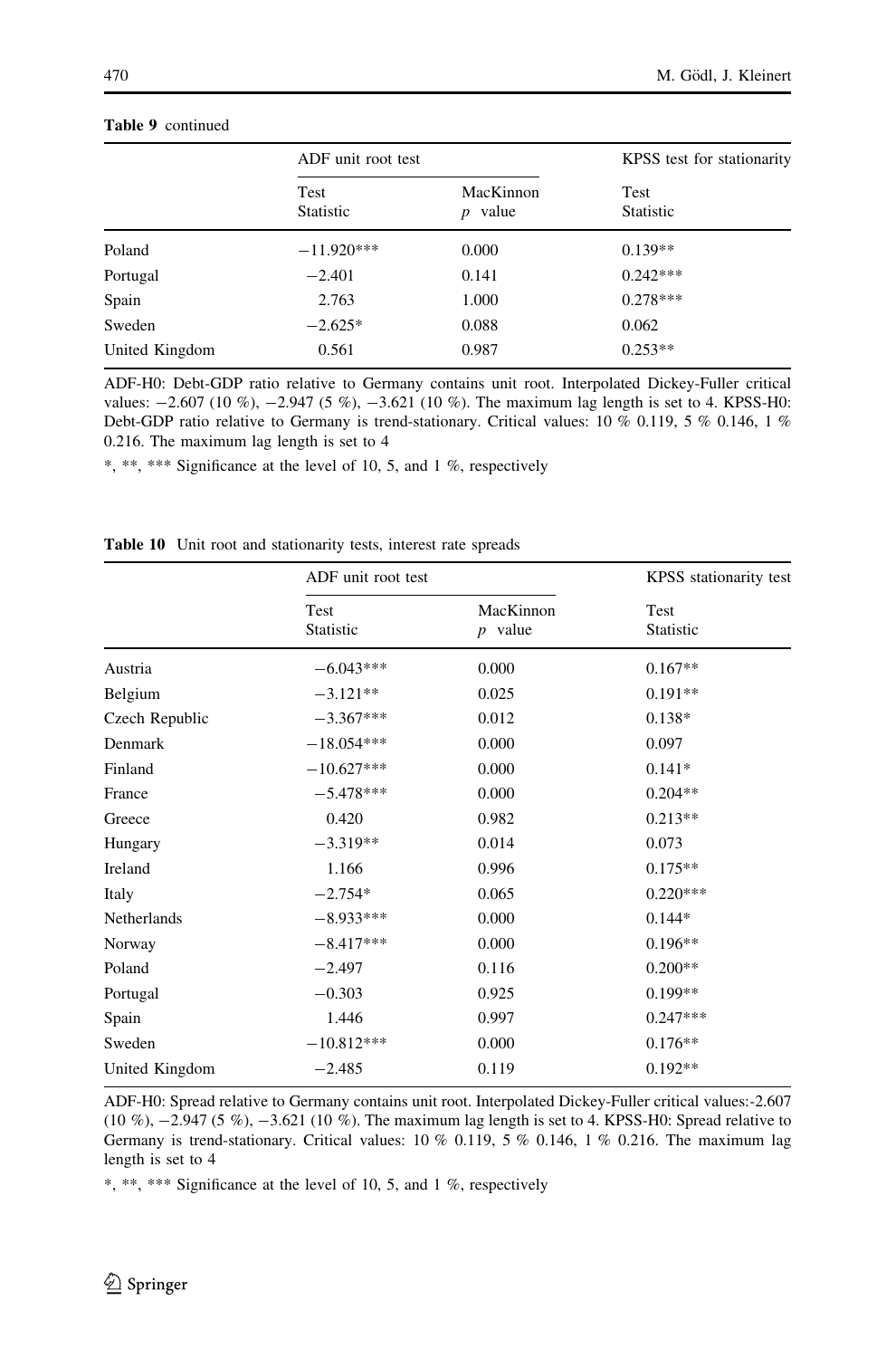**Table 9** continued

| | ADF unit root test | | KPSS test for stationarity |
|---|---|---|---|
| | Test Statistic | MacKinnon $p$ value | Test Statistic |
| Poland | −11.920*** | 0.000 | 0.139** |
| Portugal | −2.401 | 0.141 | 0.242*** |
| Spain | 2.763 | 1.000 | 0.278*** |
| Sweden | −2.625* | 0.088 | 0.062 |
| United Kingdom | 0.561 | 0.987 | 0.253** |

ADF-H0: Debt-GDP ratio relative to Germany contains unit root. Interpolated Dickey-Fuller critical values: −2.607 (10 %), −2.947 (5 %), −3.621 (10 %). The maximum lag length is set to 4. KPSS-H0: Debt-GDP ratio relative to Germany is trend-stationary. Critical values: 10 % 0.119, 5 % 0.146, 1 % 0.216. The maximum lag length is set to 4

*, **, *** Significance at the level of 10, 5, and 1 %, respectively

**Table 10** Unit root and stationarity tests, interest rate spreads

| | ADF unit root test | | KPSS stationarity test |
|---|---|---|---|
| | Test Statistic | MacKinnon $p$ value | Test Statistic |
| Austria | −6.043*** | 0.000 | 0.167** |
| Belgium | −3.121** | 0.025 | 0.191** |
| Czech Republic | −3.367*** | 0.012 | 0.138* |
| Denmark | −18.054*** | 0.000 | 0.097 |
| Finland | −10.627*** | 0.000 | 0.141* |
| France | −5.478*** | 0.000 | 0.204** |
| Greece | 0.420 | 0.982 | 0.213** |
| Hungary | −3.319** | 0.014 | 0.073 |
| Ireland | 1.166 | 0.996 | 0.175** |
| Italy | −2.754* | 0.065 | 0.220*** |
| Netherlands | −8.933*** | 0.000 | 0.144* |
| Norway | −8.417*** | 0.000 | 0.196** |
| Poland | −2.497 | 0.116 | 0.200** |
| Portugal | −0.303 | 0.925 | 0.199** |
| Spain | 1.446 | 0.997 | 0.247*** |
| Sweden | −10.812*** | 0.000 | 0.176** |
| United Kingdom | −2.485 | 0.119 | 0.192** |

ADF-H0: Spread relative to Germany contains unit root. Interpolated Dickey-Fuller critical values:-2.607 (10 %), −2.947 (5 %), −3.621 (10 %). The maximum lag length is set to 4. KPSS-H0: Spread relative to Germany is trend-stationary. Critical values: 10 % 0.119, 5 % 0.146, 1 % 0.216. The maximum lag length is set to 4

*, **, *** Significance at the level of 10, 5, and 1 %, respectively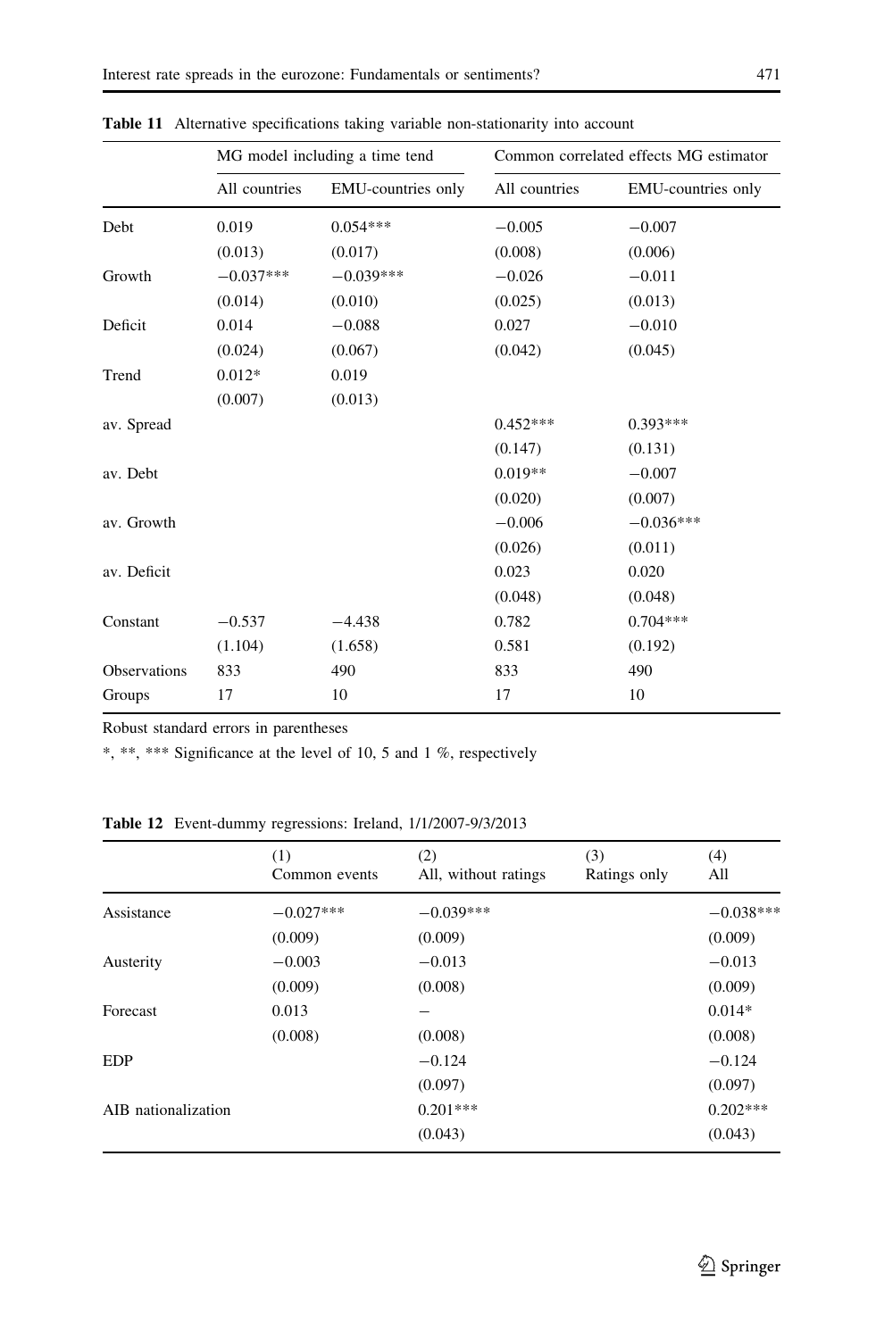**Table 11** Alternative specifications taking variable non-stationarity into account

| | MG model including a time tend | | Common correlated effects MG estimator | |
|---|---|---|---|---|
| | All countries | EMU-countries only | All countries | EMU-countries only |
| Debt | 0.019 | 0.054*** | −0.005 | −0.007 |
| | (0.013) | (0.017) | (0.008) | (0.006) |
| Growth | −0.037*** | −0.039*** | −0.026 | −0.011 |
| | (0.014) | (0.010) | (0.025) | (0.013) |
| Deficit | 0.014 | −0.088 | 0.027 | −0.010 |
| | (0.024) | (0.067) | (0.042) | (0.045) |
| Trend | 0.012* | 0.019 | | |
| | (0.007) | (0.013) | | |
| av. Spread | | | 0.452*** | 0.393*** |
| | | | (0.147) | (0.131) |
| av. Debt | | | 0.019** | −0.007 |
| | | | (0.020) | (0.007) |
| av. Growth | | | −0.006 | −0.036*** |
| | | | (0.026) | (0.011) |
| av. Deficit | | | 0.023 | 0.020 |
| | | | (0.048) | (0.048) |
| Constant | −0.537 | −4.438 | 0.782 | 0.704*** |
| | (1.104) | (1.658) | 0.581 | (0.192) |
| Observations | 833 | 490 | 833 | 490 |
| Groups | 17 | 10 | 17 | 10 |

Robust standard errors in parentheses

*, **, *** Significance at the level of 10, 5 and 1 %, respectively

**Table 12** Event-dummy regressions: Ireland, 1/1/2007-9/3/2013

| | (1) Common events | (2) All, without ratings | (3) Ratings only | (4) All |
|---|---|---|---|---|
| Assistance | −0.027*** | −0.039*** | | −0.038*** |
| | (0.009) | (0.009) | | (0.009) |
| Austerity | −0.003 | −0.013 | | −0.013 |
| | (0.009) | (0.008) | | (0.009) |
| Forecast | 0.013 | – | | 0.014* |
| | (0.008) | (0.008) | | (0.008) |
| EDP | | −0.124 | | −0.124 |
| | | (0.097) | | (0.097) |
| AIB nationalization | | 0.201*** | | 0.202*** |
| | | (0.043) | | (0.043) |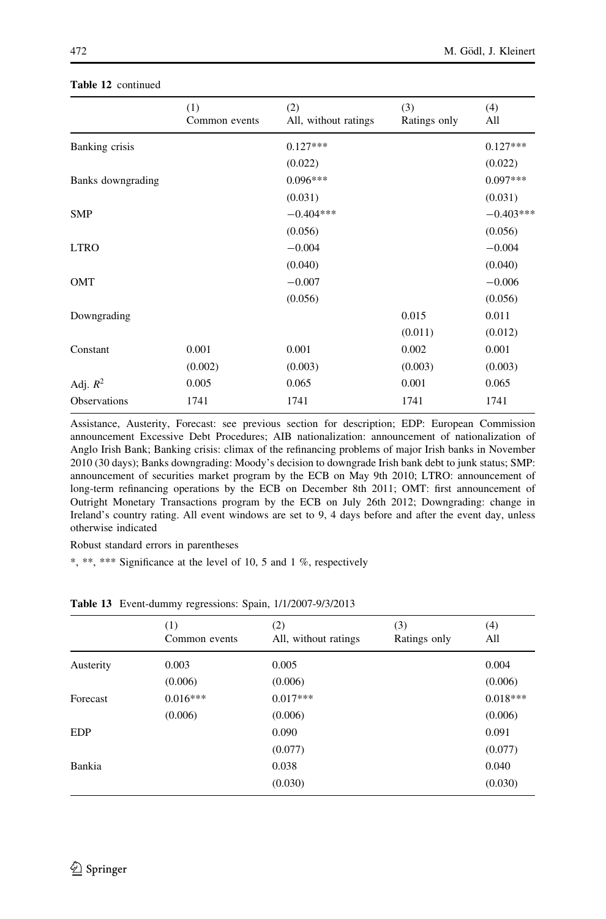**Table 12** continued

| | (1) Common events | (2) All, without ratings | (3) Ratings only | (4) All |
|---|---|---|---|---|
| Banking crisis | | 0.127*** | | 0.127*** |
| | | (0.022) | | (0.022) |
| Banks downgrading | | 0.096*** | | 0.097*** |
| | | (0.031) | | (0.031) |
| SMP | | −0.404*** | | −0.403*** |
| | | (0.056) | | (0.056) |
| LTRO | | −0.004 | | −0.004 |
| | | (0.040) | | (0.040) |
| OMT | | −0.007 | | −0.006 |
| | | (0.056) | | (0.056) |
| Downgrading | | | 0.015 | 0.011 |
| | | | (0.011) | (0.012) |
| Constant | 0.001 | 0.001 | 0.002 | 0.001 |
| | (0.002) | (0.003) | (0.003) | (0.003) |
| Adj. $R^2$ | 0.005 | 0.065 | 0.001 | 0.065 |
| Observations | 1741 | 1741 | 1741 | 1741 |

Assistance, Austerity, Forecast: see previous section for description; EDP: European Commission announcement Excessive Debt Procedures; AIB nationalization: announcement of nationalization of Anglo Irish Bank; Banking crisis: climax of the refinancing problems of major Irish banks in November 2010 (30 days); Banks downgrading: Moody's decision to downgrade Irish bank debt to junk status; SMP: announcement of securities market program by the ECB on May 9th 2010; LTRO: announcement of long-term refinancing operations by the ECB on December 8th 2011; OMT: first announcement of Outright Monetary Transactions program by the ECB on July 26th 2012; Downgrading: change in Ireland's country rating. All event windows are set to 9, 4 days before and after the event day, unless otherwise indicated

Robust standard errors in parentheses

*, **, *** Significance at the level of 10, 5 and 1 %, respectively

**Table 13** Event-dummy regressions: Spain, 1/1/2007-9/3/2013

| | (1) Common events | (2) All, without ratings | (3) Ratings only | (4) All |
|---|---|---|---|---|
| Austerity | 0.003 | 0.005 | | 0.004 |
| | (0.006) | (0.006) | | (0.006) |
| Forecast | 0.016*** | 0.017*** | | 0.018*** |
| | (0.006) | (0.006) | | (0.006) |
| EDP | | 0.090 | | 0.091 |
| | | (0.077) | | (0.077) |
| Bankia | | 0.038 | | 0.040 |
| | | (0.030) | | (0.030) |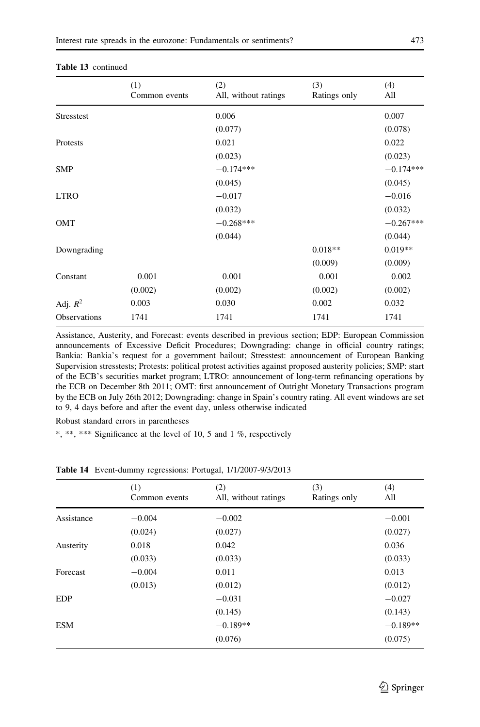**Table 13** continued

| | (1) Common events | (2) All, without ratings | (3) Ratings only | (4) All |
|---|---|---|---|---|
| Stresstest | | 0.006 | | 0.007 |
| | | (0.077) | | (0.078) |
| Protests | | 0.021 | | 0.022 |
| | | (0.023) | | (0.023) |
| SMP | | −0.174*** | | −0.174*** |
| | | (0.045) | | (0.045) |
| LTRO | | −0.017 | | −0.016 |
| | | (0.032) | | (0.032) |
| OMT | | −0.268*** | | −0.267*** |
| | | (0.044) | | (0.044) |
| Downgrading | | | 0.018** | 0.019** |
| | | | (0.009) | (0.009) |
| Constant | −0.001 | −0.001 | −0.001 | −0.002 |
| | (0.002) | (0.002) | (0.002) | (0.002) |
| Adj. $R^2$ | 0.003 | 0.030 | 0.002 | 0.032 |
| Observations | 1741 | 1741 | 1741 | 1741 |

Assistance, Austerity, and Forecast: events described in previous section; EDP: European Commission announcements of Excessive Deficit Procedures; Downgrading: change in official country ratings; Bankia: Bankia's request for a government bailout; Stresstest: announcement of European Banking Supervision stresstests; Protests: political protest activities against proposed austerity policies; SMP: start of the ECB's securities market program; LTRO: announcement of long-term refinancing operations by the ECB on December 8th 2011; OMT: first announcement of Outright Monetary Transactions program by the ECB on July 26th 2012; Downgrading: change in Spain's country rating. All event windows are set to 9, 4 days before and after the event day, unless otherwise indicated

Robust standard errors in parentheses

*, **, *** Significance at the level of 10, 5 and 1 %, respectively

**Table 14** Event-dummy regressions: Portugal, 1/1/2007-9/3/2013

| | (1) Common events | (2) All, without ratings | (3) Ratings only | (4) All |
|---|---|---|---|---|
| Assistance | −0.004 | −0.002 | | −0.001 |
| | (0.024) | (0.027) | | (0.027) |
| Austerity | 0.018 | 0.042 | | 0.036 |
| | (0.033) | (0.033) | | (0.033) |
| Forecast | −0.004 | 0.011 | | 0.013 |
| | (0.013) | (0.012) | | (0.012) |
| EDP | | −0.031 | | −0.027 |
| | | (0.145) | | (0.143) |
| ESM | | −0.189** | | −0.189** |
| | | (0.076) | | (0.075) |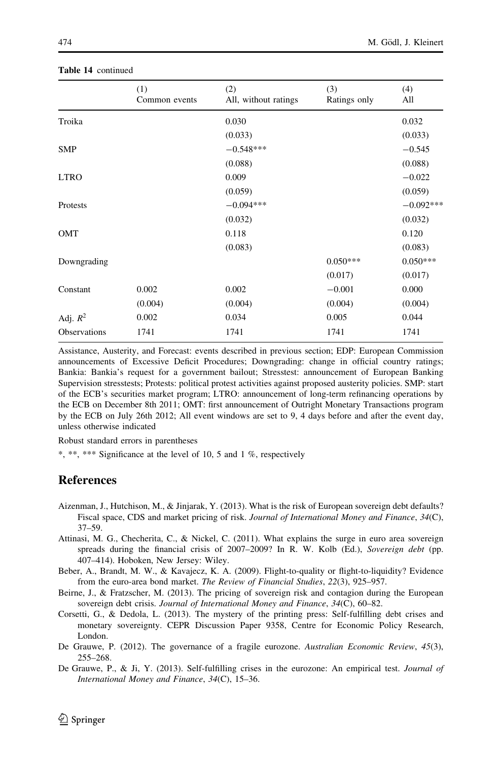**Table 14** continued

| | (1) Common events | (2) All, without ratings | (3) Ratings only | (4) All |
|---|---|---|---|---|
| Troika | | 0.030 | | 0.032 |
| | | (0.033) | | (0.033) |
| SMP | | −0.548*** | | −0.545 |
| | | (0.088) | | (0.088) |
| LTRO | | 0.009 | | −0.022 |
| | | (0.059) | | (0.059) |
| Protests | | −0.094*** | | −0.092*** |
| | | (0.032) | | (0.032) |
| OMT | | 0.118 | | 0.120 |
| | | (0.083) | | (0.083) |
| Downgrading | | | 0.050*** | 0.050*** |
| | | | (0.017) | (0.017) |
| Constant | 0.002 | 0.002 | −0.001 | 0.000 |
| | (0.004) | (0.004) | (0.004) | (0.004) |
| Adj. $R^2$ | 0.002 | 0.034 | 0.005 | 0.044 |
| Observations | 1741 | 1741 | 1741 | 1741 |

Assistance, Austerity, and Forecast: events described in previous section; EDP: European Commission announcements of Excessive Deficit Procedures; Downgrading: change in official country ratings; Bankia: Bankia's request for a government bailout; Stresstest: announcement of European Banking Supervision stresstests; Protests: political protest activities against proposed austerity policies. SMP: start of the ECB's securities market program; LTRO: announcement of long-term refinancing operations by the ECB on December 8th 2011; OMT: first announcement of Outright Monetary Transactions program by the ECB on July 26th 2012; All event windows are set to 9, 4 days before and after the event day, unless otherwise indicated

Robust standard errors in parentheses

*, **, *** Significance at the level of 10, 5 and 1 %, respectively

## References

Aizenman, J., Hutchison, M., & Jinjarak, Y. (2013). What is the risk of European sovereign debt defaults? Fiscal space, CDS and market pricing of risk. *Journal of International Money and Finance*, *34*(C), 37–59.

Attinasi, M. G., Checherita, C., & Nickel, C. (2011). What explains the surge in euro area sovereign spreads during the financial crisis of 2007–2009? In R. W. Kolb (Ed.), *Sovereign debt* (pp. 407–414). Hoboken, New Jersey: Wiley.

Beber, A., Brandt, M. W., & Kavajecz, K. A. (2009). Flight-to-quality or flight-to-liquidity? Evidence from the euro-area bond market. *The Review of Financial Studies*, *22*(3), 925–957.

Beirne, J., & Fratzscher, M. (2013). The pricing of sovereign risk and contagion during the European sovereign debt crisis. *Journal of International Money and Finance*, *34*(C), 60–82.

Corsetti, G., & Dedola, L. (2013). The mystery of the printing press: Self-fulfilling debt crises and monetary sovereignty. CEPR Discussion Paper 9358, Centre for Economic Policy Research, London.

De Grauwe, P. (2012). The governance of a fragile eurozone. *Australian Economic Review*, *45*(3), 255–268.

De Grauwe, P., & Ji, Y. (2013). Self-fulfilling crises in the eurozone: An empirical test. *Journal of International Money and Finance*, *34*(C), 15–36.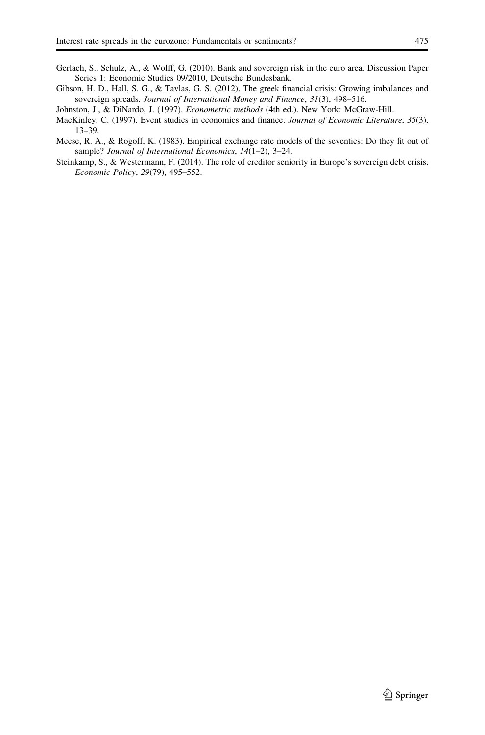Gerlach, S., Schulz, A., & Wolff, G. (2010). Bank and sovereign risk in the euro area. Discussion Paper Series 1: Economic Studies 09/2010, Deutsche Bundesbank.

Gibson, H. D., Hall, S. G., & Tavlas, G. S. (2012). The greek financial crisis: Growing imbalances and sovereign spreads. *Journal of International Money and Finance*, *31*(3), 498–516.

Johnston, J., & DiNardo, J. (1997). *Econometric methods* (4th ed.). New York: McGraw-Hill.

MacKinley, C. (1997). Event studies in economics and finance. *Journal of Economic Literature*, *35*(3), 13–39.

Meese, R. A., & Rogoff, K. (1983). Empirical exchange rate models of the seventies: Do they fit out of sample? *Journal of International Economics*, *14*(1–2), 3–24.

Steinkamp, S., & Westermann, F. (2014). The role of creditor seniority in Europe's sovereign debt crisis. *Economic Policy*, *29*(79), 495–552.